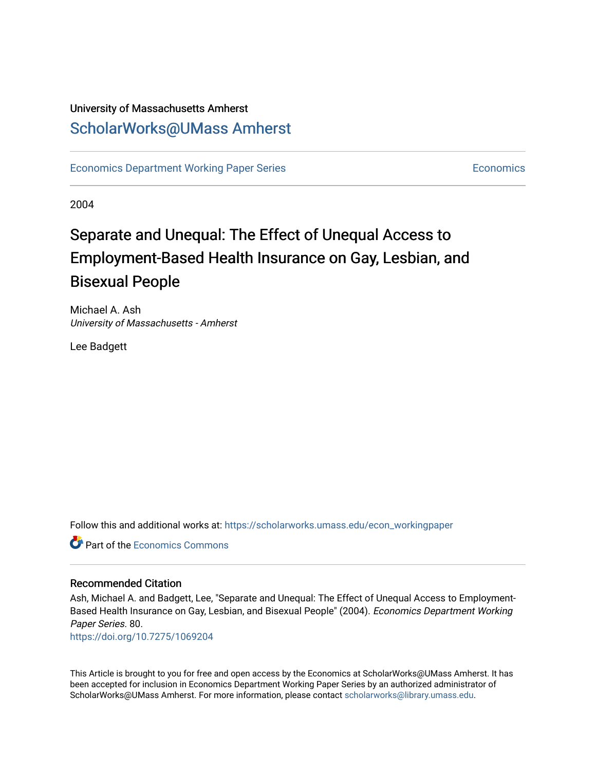University of Massachusetts Amherst

# ScholarWorks@UMass Amherst

Economics Department Working Paper Series | Economics

2004

# Separate and Unequal: The Effect of Unequal Access to Employment-Based Health Insurance on Gay, Lesbian, and Bisexual People

Michael A. Ash
*University of Massachusetts - Amherst*

Lee Badgett

Follow this and additional works at: https://scholarworks.umass.edu/econ_workingpaper

Part of the Economics Commons

## Recommended Citation

Ash, Michael A. and Badgett, Lee, "Separate and Unequal: The Effect of Unequal Access to Employment-Based Health Insurance on Gay, Lesbian, and Bisexual People" (2004). *Economics Department Working Paper Series*. 80.
https://doi.org/10.7275/1069204

This Article is brought to you for free and open access by the Economics at ScholarWorks@UMass Amherst. It has been accepted for inclusion in Economics Department Working Paper Series by an authorized administrator of ScholarWorks@UMass Amherst. For more information, please contact scholarworks@library.umass.edu.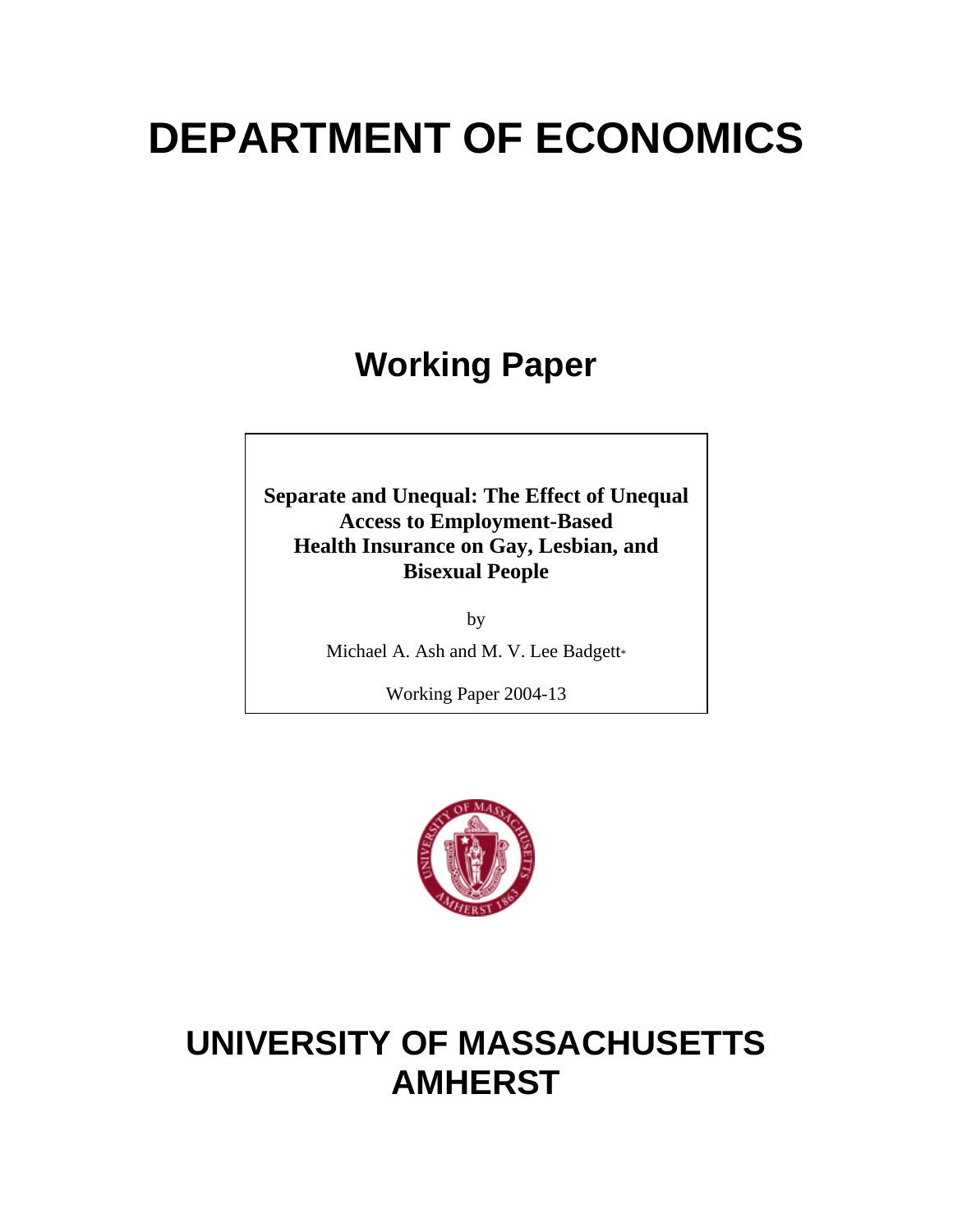# DEPARTMENT OF ECONOMICS

## Working Paper

**Separate and Unequal: The Effect of Unequal Access to Employment-Based Health Insurance on Gay, Lesbian, and Bisexual People**

by

Michael A. Ash and M. V. Lee Badgett*

Working Paper 2004-13

# UNIVERSITY OF MASSACHUSETTS AMHERST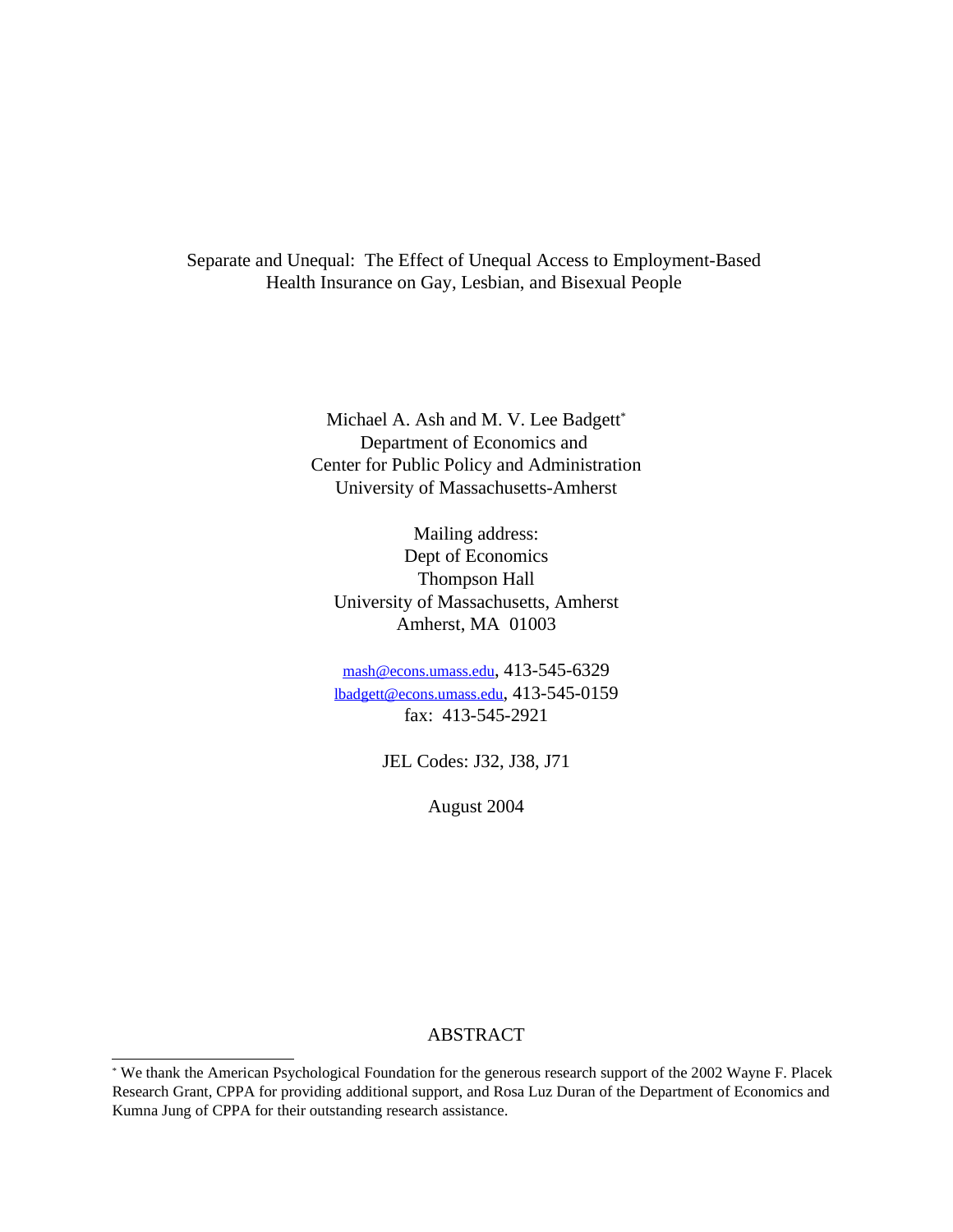# Separate and Unequal: The Effect of Unequal Access to Employment-Based Health Insurance on Gay, Lesbian, and Bisexual People

Michael A. Ash and M. V. Lee Badgett*
Department of Economics and
Center for Public Policy and Administration
University of Massachusetts-Amherst

Mailing address:
Dept of Economics
Thompson Hall
University of Massachusetts, Amherst
Amherst, MA 01003

mash@econs.umass.edu, 413-545-6329
lbadgett@econs.umass.edu, 413-545-0159
fax: 413-545-2921

JEL Codes: J32, J38, J71

August 2004

## ABSTRACT

---

* We thank the American Psychological Foundation for the generous research support of the 2002 Wayne F. Placek Research Grant, CPPA for providing additional support, and Rosa Luz Duran of the Department of Economics and Kumna Jung of CPPA for their outstanding research assistance.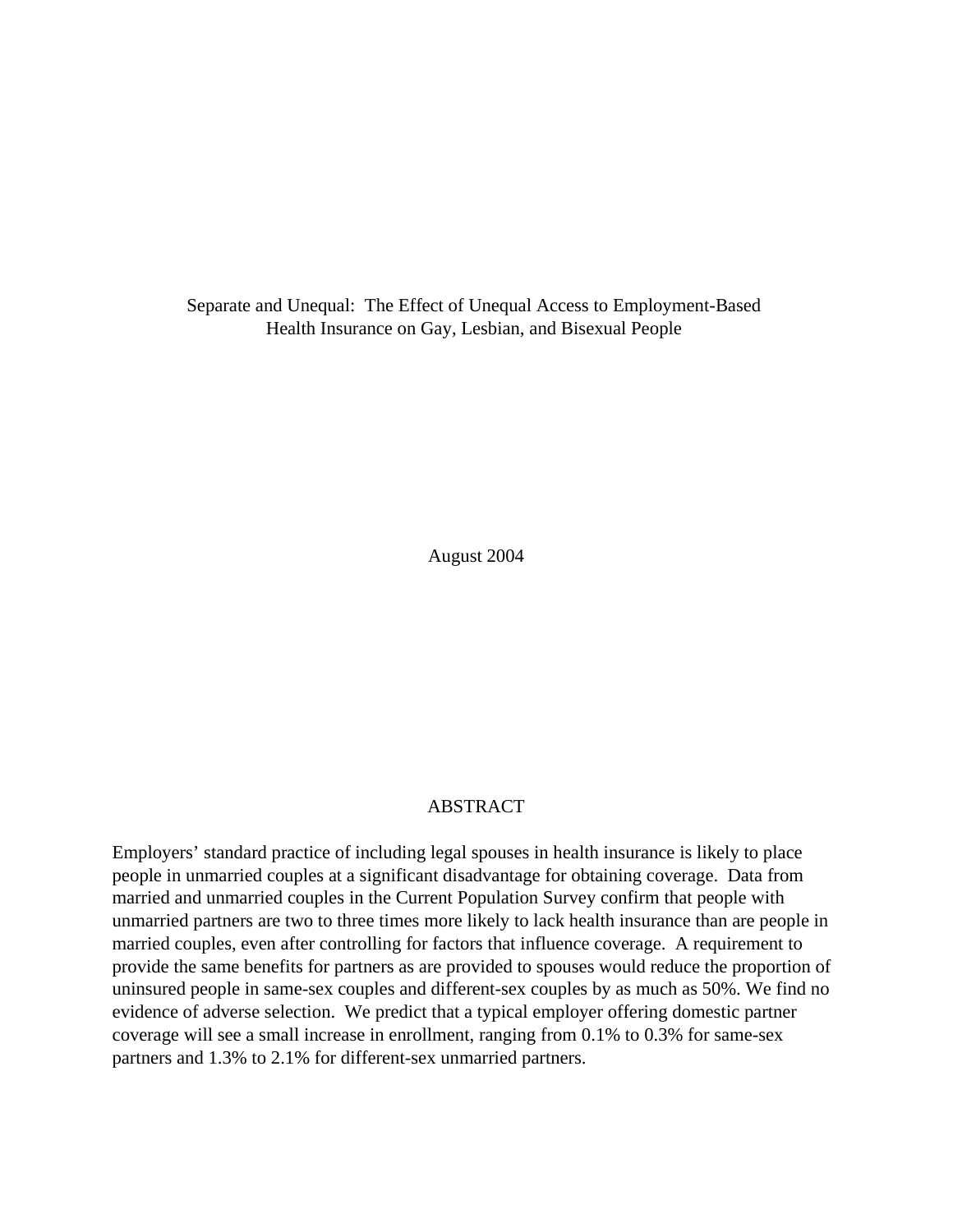# Separate and Unequal: The Effect of Unequal Access to Employment-Based Health Insurance on Gay, Lesbian, and Bisexual People

August 2004

## ABSTRACT

Employers' standard practice of including legal spouses in health insurance is likely to place people in unmarried couples at a significant disadvantage for obtaining coverage. Data from married and unmarried couples in the Current Population Survey confirm that people with unmarried partners are two to three times more likely to lack health insurance than are people in married couples, even after controlling for factors that influence coverage. A requirement to provide the same benefits for partners as are provided to spouses would reduce the proportion of uninsured people in same-sex couples and different-sex couples by as much as 50%. We find no evidence of adverse selection. We predict that a typical employer offering domestic partner coverage will see a small increase in enrollment, ranging from 0.1% to 0.3% for same-sex partners and 1.3% to 2.1% for different-sex unmarried partners.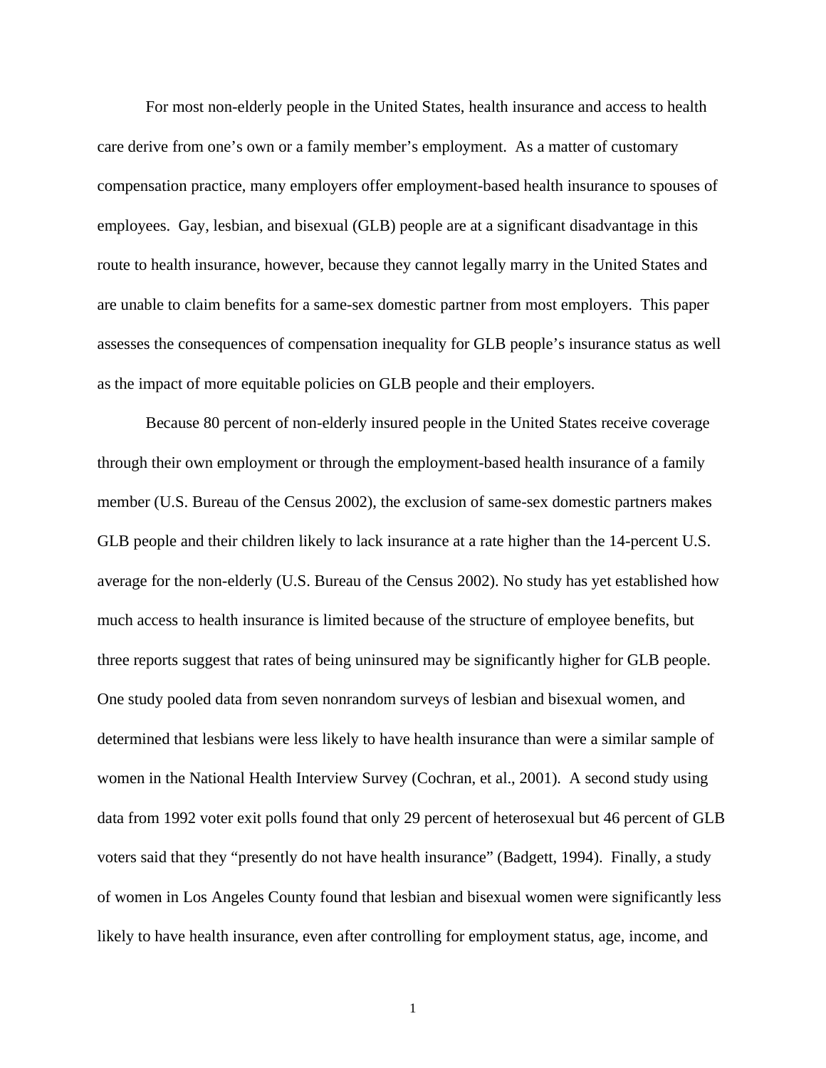For most non-elderly people in the United States, health insurance and access to health care derive from one's own or a family member's employment. As a matter of customary compensation practice, many employers offer employment-based health insurance to spouses of employees. Gay, lesbian, and bisexual (GLB) people are at a significant disadvantage in this route to health insurance, however, because they cannot legally marry in the United States and are unable to claim benefits for a same-sex domestic partner from most employers. This paper assesses the consequences of compensation inequality for GLB people's insurance status as well as the impact of more equitable policies on GLB people and their employers.

Because 80 percent of non-elderly insured people in the United States receive coverage through their own employment or through the employment-based health insurance of a family member (U.S. Bureau of the Census 2002), the exclusion of same-sex domestic partners makes GLB people and their children likely to lack insurance at a rate higher than the 14-percent U.S. average for the non-elderly (U.S. Bureau of the Census 2002). No study has yet established how much access to health insurance is limited because of the structure of employee benefits, but three reports suggest that rates of being uninsured may be significantly higher for GLB people. One study pooled data from seven nonrandom surveys of lesbian and bisexual women, and determined that lesbians were less likely to have health insurance than were a similar sample of women in the National Health Interview Survey (Cochran, et al., 2001). A second study using data from 1992 voter exit polls found that only 29 percent of heterosexual but 46 percent of GLB voters said that they "presently do not have health insurance" (Badgett, 1994). Finally, a study of women in Los Angeles County found that lesbian and bisexual women were significantly less likely to have health insurance, even after controlling for employment status, age, income, and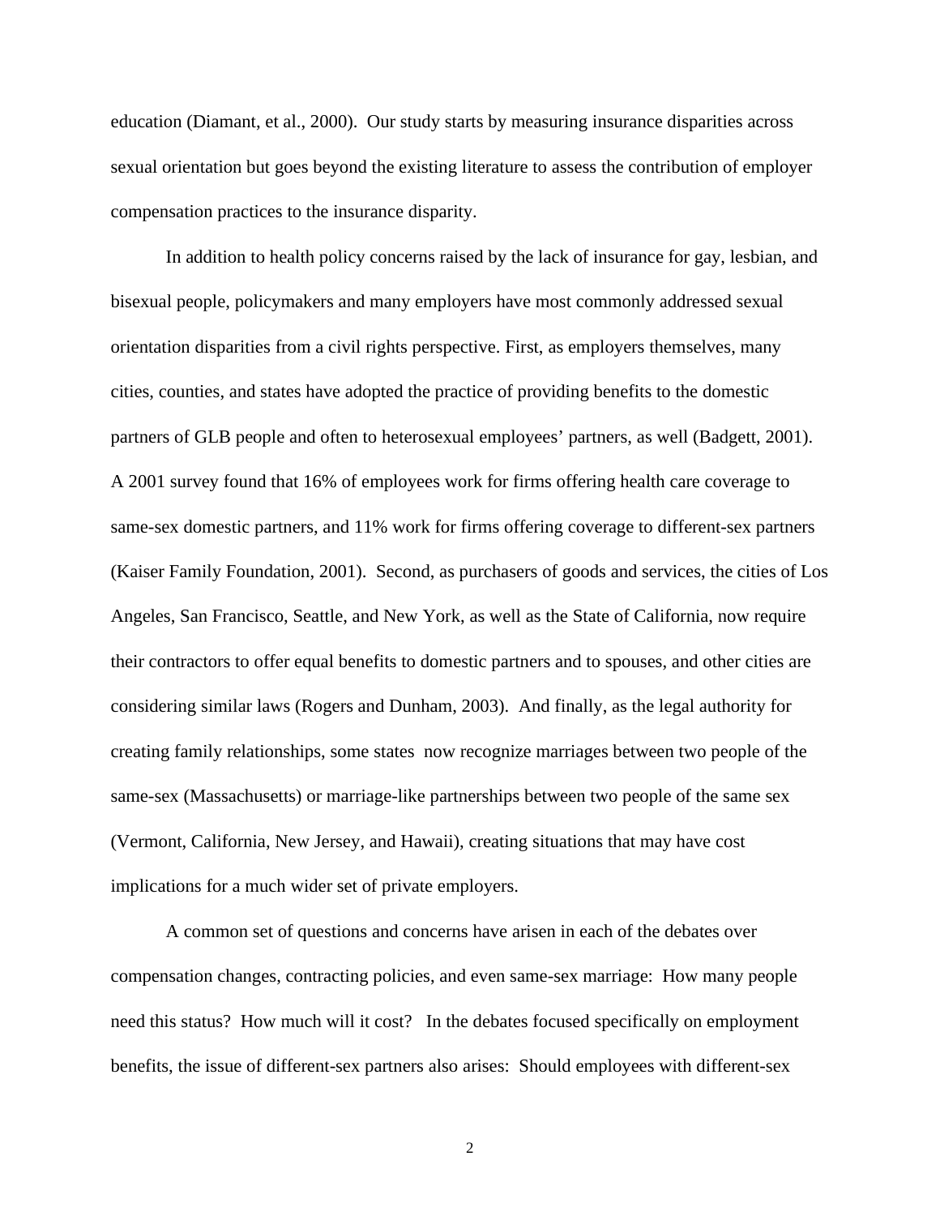education (Diamant, et al., 2000). Our study starts by measuring insurance disparities across sexual orientation but goes beyond the existing literature to assess the contribution of employer compensation practices to the insurance disparity.

In addition to health policy concerns raised by the lack of insurance for gay, lesbian, and bisexual people, policymakers and many employers have most commonly addressed sexual orientation disparities from a civil rights perspective. First, as employers themselves, many cities, counties, and states have adopted the practice of providing benefits to the domestic partners of GLB people and often to heterosexual employees' partners, as well (Badgett, 2001). A 2001 survey found that 16% of employees work for firms offering health care coverage to same-sex domestic partners, and 11% work for firms offering coverage to different-sex partners (Kaiser Family Foundation, 2001). Second, as purchasers of goods and services, the cities of Los Angeles, San Francisco, Seattle, and New York, as well as the State of California, now require their contractors to offer equal benefits to domestic partners and to spouses, and other cities are considering similar laws (Rogers and Dunham, 2003). And finally, as the legal authority for creating family relationships, some states now recognize marriages between two people of the same-sex (Massachusetts) or marriage-like partnerships between two people of the same sex (Vermont, California, New Jersey, and Hawaii), creating situations that may have cost implications for a much wider set of private employers.

A common set of questions and concerns have arisen in each of the debates over compensation changes, contracting policies, and even same-sex marriage: How many people need this status? How much will it cost? In the debates focused specifically on employment benefits, the issue of different-sex partners also arises: Should employees with different-sex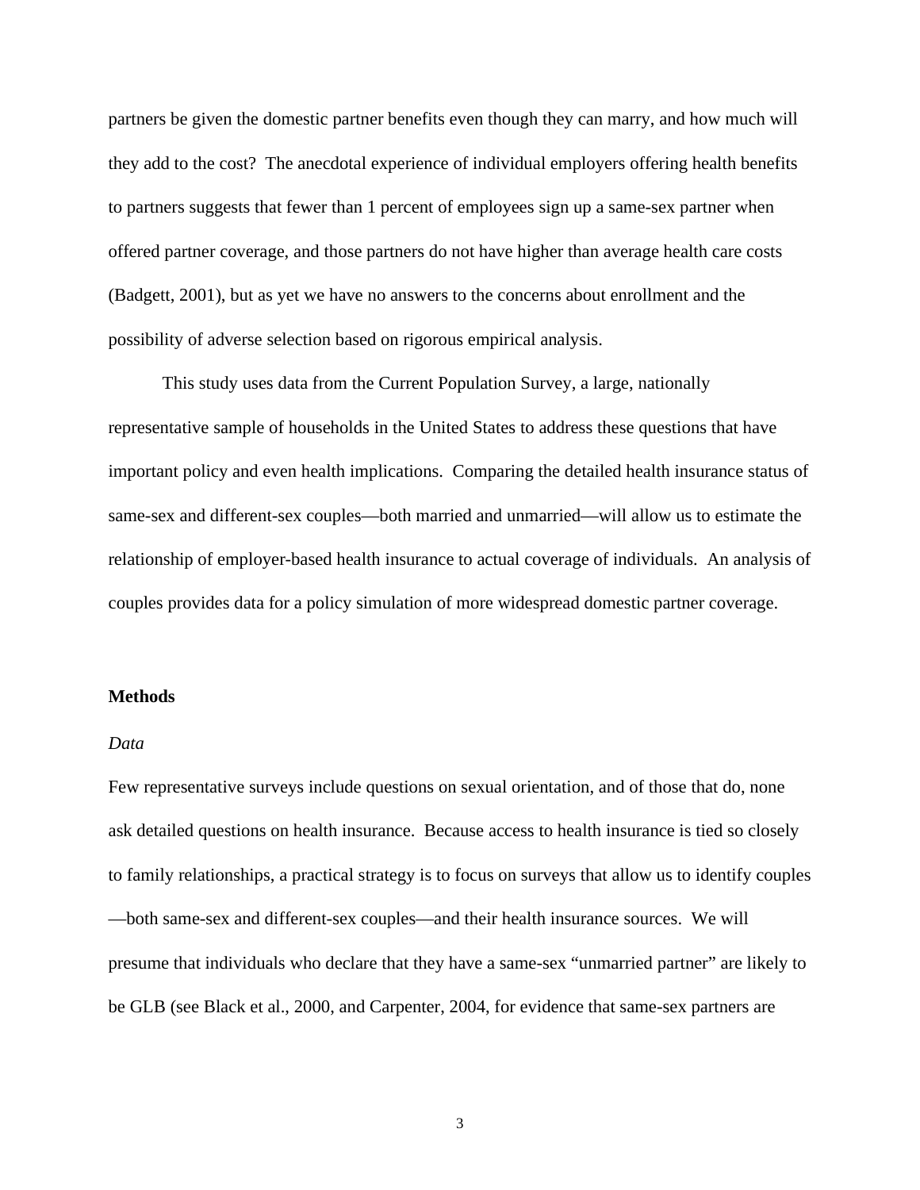partners be given the domestic partner benefits even though they can marry, and how much will they add to the cost? The anecdotal experience of individual employers offering health benefits to partners suggests that fewer than 1 percent of employees sign up a same-sex partner when offered partner coverage, and those partners do not have higher than average health care costs (Badgett, 2001), but as yet we have no answers to the concerns about enrollment and the possibility of adverse selection based on rigorous empirical analysis.

This study uses data from the Current Population Survey, a large, nationally representative sample of households in the United States to address these questions that have important policy and even health implications. Comparing the detailed health insurance status of same-sex and different-sex couples—both married and unmarried—will allow us to estimate the relationship of employer-based health insurance to actual coverage of individuals. An analysis of couples provides data for a policy simulation of more widespread domestic partner coverage.

## Methods

### *Data*

Few representative surveys include questions on sexual orientation, and of those that do, none ask detailed questions on health insurance. Because access to health insurance is tied so closely to family relationships, a practical strategy is to focus on surveys that allow us to identify couples—both same-sex and different-sex couples—and their health insurance sources. We will presume that individuals who declare that they have a same-sex "unmarried partner" are likely to be GLB (see Black et al., 2000, and Carpenter, 2004, for evidence that same-sex partners are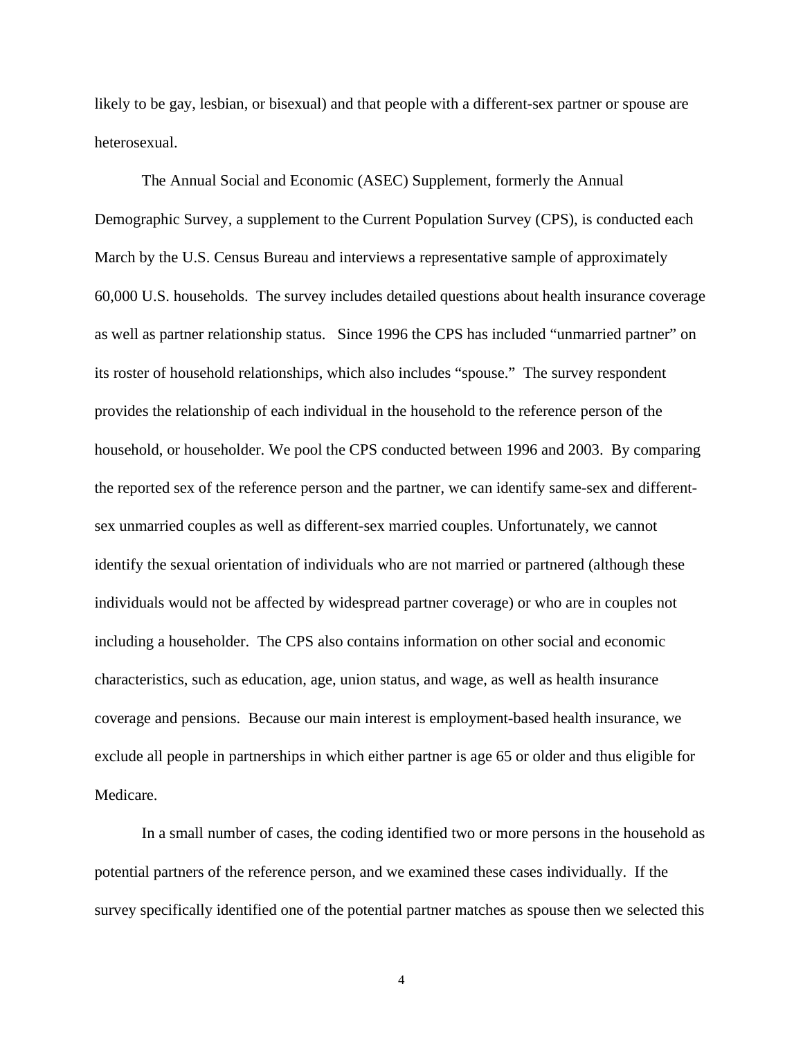likely to be gay, lesbian, or bisexual) and that people with a different-sex partner or spouse are heterosexual.

The Annual Social and Economic (ASEC) Supplement, formerly the Annual Demographic Survey, a supplement to the Current Population Survey (CPS), is conducted each March by the U.S. Census Bureau and interviews a representative sample of approximately 60,000 U.S. households. The survey includes detailed questions about health insurance coverage as well as partner relationship status. Since 1996 the CPS has included "unmarried partner" on its roster of household relationships, which also includes "spouse." The survey respondent provides the relationship of each individual in the household to the reference person of the household, or householder. We pool the CPS conducted between 1996 and 2003. By comparing the reported sex of the reference person and the partner, we can identify same-sex and different-sex unmarried couples as well as different-sex married couples. Unfortunately, we cannot identify the sexual orientation of individuals who are not married or partnered (although these individuals would not be affected by widespread partner coverage) or who are in couples not including a householder. The CPS also contains information on other social and economic characteristics, such as education, age, union status, and wage, as well as health insurance coverage and pensions. Because our main interest is employment-based health insurance, we exclude all people in partnerships in which either partner is age 65 or older and thus eligible for Medicare.

In a small number of cases, the coding identified two or more persons in the household as potential partners of the reference person, and we examined these cases individually. If the survey specifically identified one of the potential partner matches as spouse then we selected this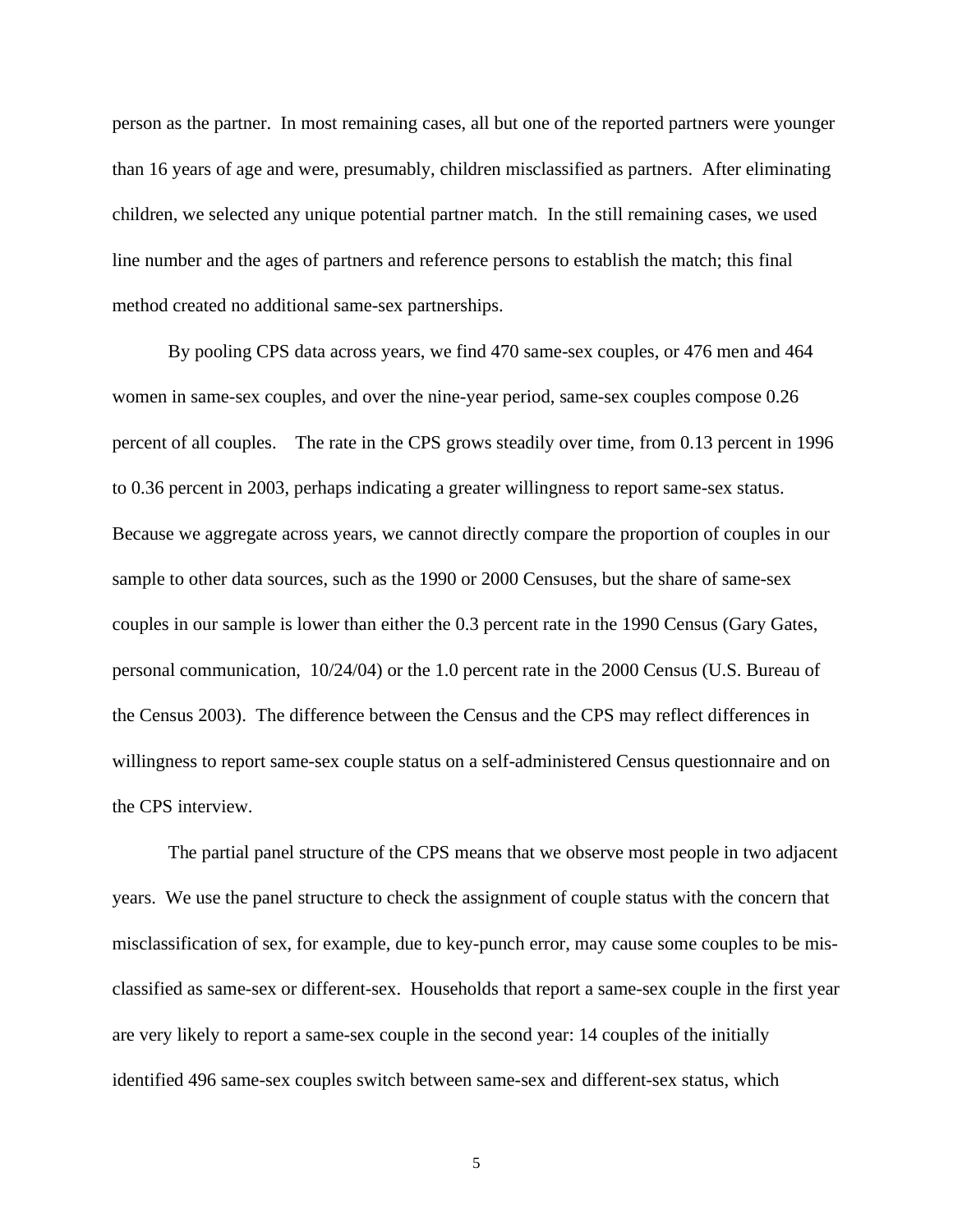person as the partner. In most remaining cases, all but one of the reported partners were younger than 16 years of age and were, presumably, children misclassified as partners. After eliminating children, we selected any unique potential partner match. In the still remaining cases, we used line number and the ages of partners and reference persons to establish the match; this final method created no additional same-sex partnerships.

By pooling CPS data across years, we find 470 same-sex couples, or 476 men and 464 women in same-sex couples, and over the nine-year period, same-sex couples compose 0.26 percent of all couples. The rate in the CPS grows steadily over time, from 0.13 percent in 1996 to 0.36 percent in 2003, perhaps indicating a greater willingness to report same-sex status. Because we aggregate across years, we cannot directly compare the proportion of couples in our sample to other data sources, such as the 1990 or 2000 Censuses, but the share of same-sex couples in our sample is lower than either the 0.3 percent rate in the 1990 Census (Gary Gates, personal communication, 10/24/04) or the 1.0 percent rate in the 2000 Census (U.S. Bureau of the Census 2003). The difference between the Census and the CPS may reflect differences in willingness to report same-sex couple status on a self-administered Census questionnaire and on the CPS interview.

The partial panel structure of the CPS means that we observe most people in two adjacent years. We use the panel structure to check the assignment of couple status with the concern that misclassification of sex, for example, due to key-punch error, may cause some couples to be mis-classified as same-sex or different-sex. Households that report a same-sex couple in the first year are very likely to report a same-sex couple in the second year: 14 couples of the initially identified 496 same-sex couples switch between same-sex and different-sex status, which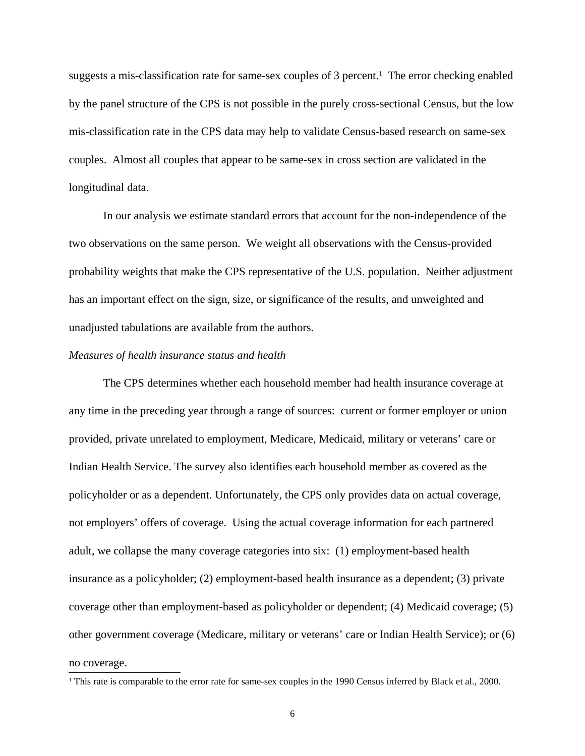suggests a mis-classification rate for same-sex couples of 3 percent.[1] The error checking enabled by the panel structure of the CPS is not possible in the purely cross-sectional Census, but the low mis-classification rate in the CPS data may help to validate Census-based research on same-sex couples. Almost all couples that appear to be same-sex in cross section are validated in the longitudinal data.

In our analysis we estimate standard errors that account for the non-independence of the two observations on the same person. We weight all observations with the Census-provided probability weights that make the CPS representative of the U.S. population. Neither adjustment has an important effect on the sign, size, or significance of the results, and unweighted and unadjusted tabulations are available from the authors.

*Measures of health insurance status and health*

The CPS determines whether each household member had health insurance coverage at any time in the preceding year through a range of sources: current or former employer or union provided, private unrelated to employment, Medicare, Medicaid, military or veterans' care or Indian Health Service. The survey also identifies each household member as covered as the policyholder or as a dependent. Unfortunately, the CPS only provides data on actual coverage, not employers' offers of coverage. Using the actual coverage information for each partnered adult, we collapse the many coverage categories into six: (1) employment-based health insurance as a policyholder; (2) employment-based health insurance as a dependent; (3) private coverage other than employment-based as policyholder or dependent; (4) Medicaid coverage; (5) other government coverage (Medicare, military or veterans' care or Indian Health Service); or (6) no coverage.

[1] This rate is comparable to the error rate for same-sex couples in the 1990 Census inferred by Black et al., 2000.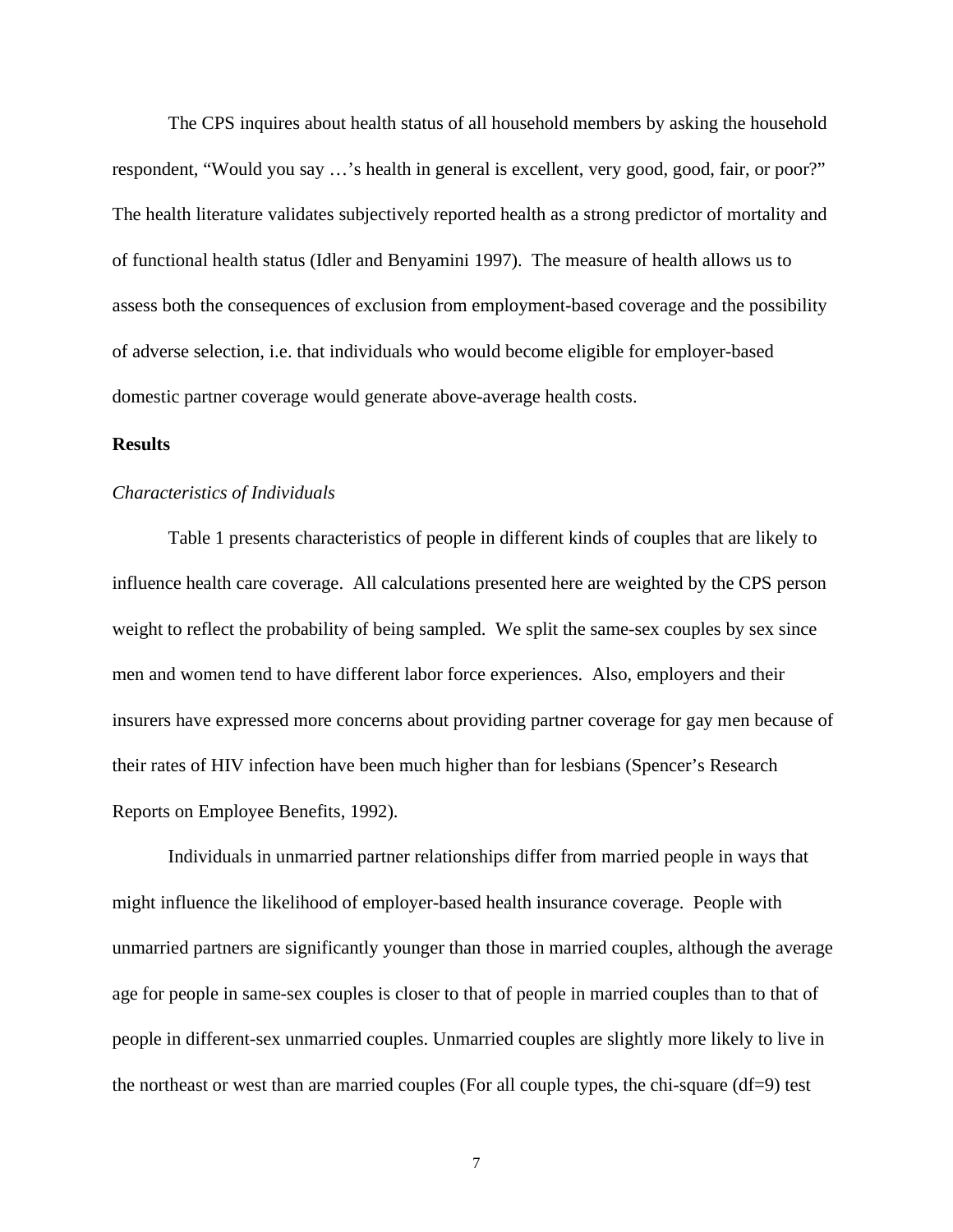The CPS inquires about health status of all household members by asking the household respondent, "Would you say …'s health in general is excellent, very good, good, fair, or poor?" The health literature validates subjectively reported health as a strong predictor of mortality and of functional health status (Idler and Benyamini 1997). The measure of health allows us to assess both the consequences of exclusion from employment-based coverage and the possibility of adverse selection, i.e. that individuals who would become eligible for employer-based domestic partner coverage would generate above-average health costs.

**Results**

*Characteristics of Individuals*

Table 1 presents characteristics of people in different kinds of couples that are likely to influence health care coverage. All calculations presented here are weighted by the CPS person weight to reflect the probability of being sampled. We split the same-sex couples by sex since men and women tend to have different labor force experiences. Also, employers and their insurers have expressed more concerns about providing partner coverage for gay men because of their rates of HIV infection have been much higher than for lesbians (Spencer's Research Reports on Employee Benefits, 1992).

Individuals in unmarried partner relationships differ from married people in ways that might influence the likelihood of employer-based health insurance coverage. People with unmarried partners are significantly younger than those in married couples, although the average age for people in same-sex couples is closer to that of people in married couples than to that of people in different-sex unmarried couples. Unmarried couples are slightly more likely to live in the northeast or west than are married couples (For all couple types, the chi-square (df=9) test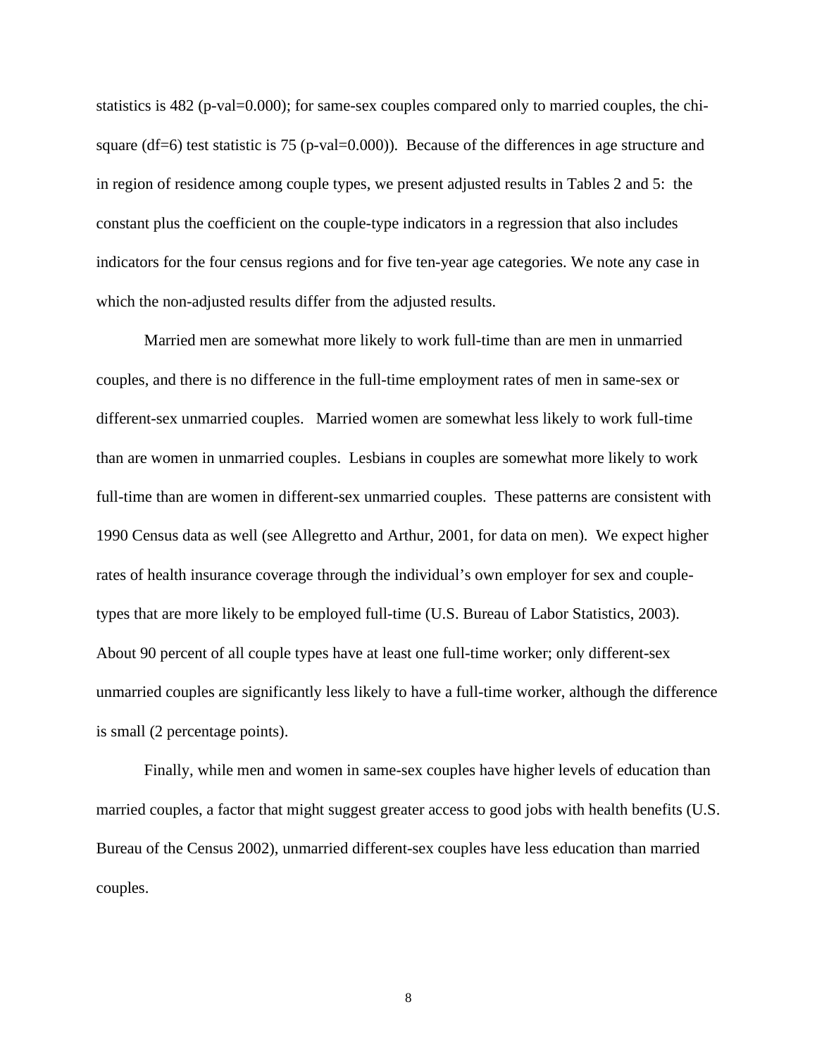statistics is 482 (p-val=0.000); for same-sex couples compared only to married couples, the chi-square (df=6) test statistic is 75 (p-val=0.000)). Because of the differences in age structure and in region of residence among couple types, we present adjusted results in Tables 2 and 5: the constant plus the coefficient on the couple-type indicators in a regression that also includes indicators for the four census regions and for five ten-year age categories. We note any case in which the non-adjusted results differ from the adjusted results.

Married men are somewhat more likely to work full-time than are men in unmarried couples, and there is no difference in the full-time employment rates of men in same-sex or different-sex unmarried couples. Married women are somewhat less likely to work full-time than are women in unmarried couples. Lesbians in couples are somewhat more likely to work full-time than are women in different-sex unmarried couples. These patterns are consistent with 1990 Census data as well (see Allegretto and Arthur, 2001, for data on men). We expect higher rates of health insurance coverage through the individual's own employer for sex and couple-types that are more likely to be employed full-time (U.S. Bureau of Labor Statistics, 2003). About 90 percent of all couple types have at least one full-time worker; only different-sex unmarried couples are significantly less likely to have a full-time worker, although the difference is small (2 percentage points).

Finally, while men and women in same-sex couples have higher levels of education than married couples, a factor that might suggest greater access to good jobs with health benefits (U.S. Bureau of the Census 2002), unmarried different-sex couples have less education than married couples.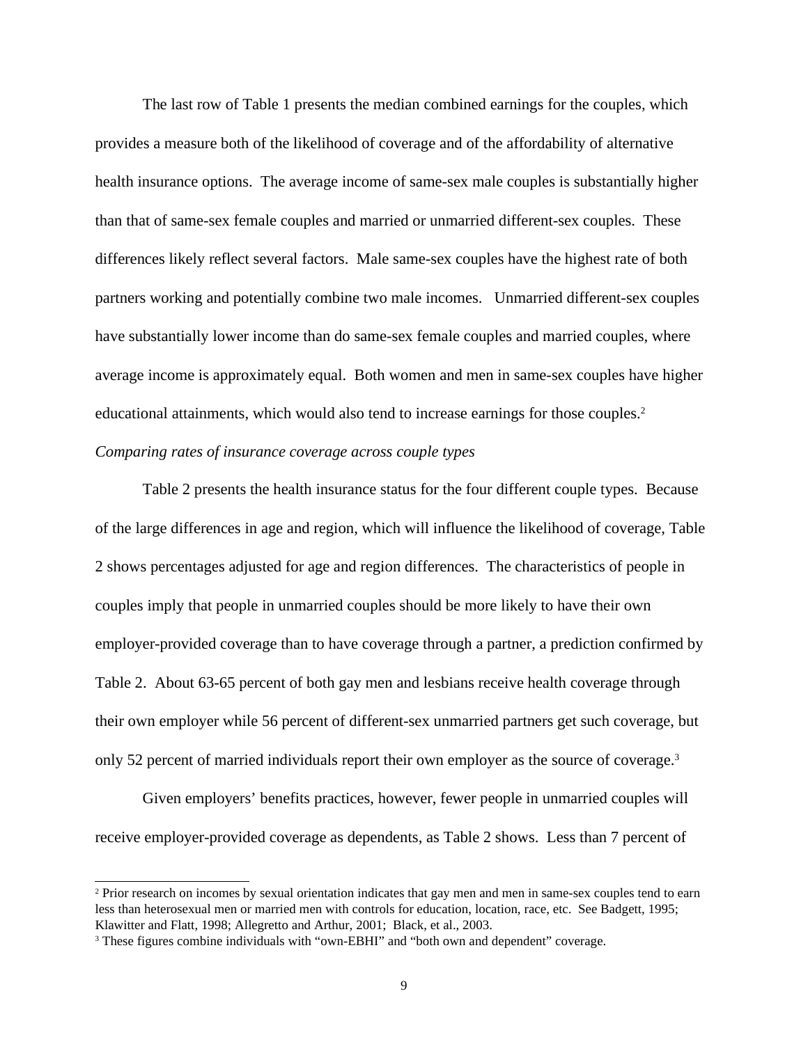The last row of Table 1 presents the median combined earnings for the couples, which provides a measure both of the likelihood of coverage and of the affordability of alternative health insurance options. The average income of same-sex male couples is substantially higher than that of same-sex female couples and married or unmarried different-sex couples. These differences likely reflect several factors. Male same-sex couples have the highest rate of both partners working and potentially combine two male incomes. Unmarried different-sex couples have substantially lower income than do same-sex female couples and married couples, where average income is approximately equal. Both women and men in same-sex couples have higher educational attainments, which would also tend to increase earnings for those couples.[2]

*Comparing rates of insurance coverage across couple types*

Table 2 presents the health insurance status for the four different couple types. Because of the large differences in age and region, which will influence the likelihood of coverage, Table 2 shows percentages adjusted for age and region differences. The characteristics of people in couples imply that people in unmarried couples should be more likely to have their own employer-provided coverage than to have coverage through a partner, a prediction confirmed by Table 2. About 63-65 percent of both gay men and lesbians receive health coverage through their own employer while 56 percent of different-sex unmarried partners get such coverage, but only 52 percent of married individuals report their own employer as the source of coverage.[3]

Given employers' benefits practices, however, fewer people in unmarried couples will receive employer-provided coverage as dependents, as Table 2 shows. Less than 7 percent of

---

[2] Prior research on incomes by sexual orientation indicates that gay men and men in same-sex couples tend to earn less than heterosexual men or married men with controls for education, location, race, etc. See Badgett, 1995; Klawitter and Flatt, 1998; Allegretto and Arthur, 2001; Black, et al., 2003.

[3] These figures combine individuals with "own-EBHI" and "both own and dependent" coverage.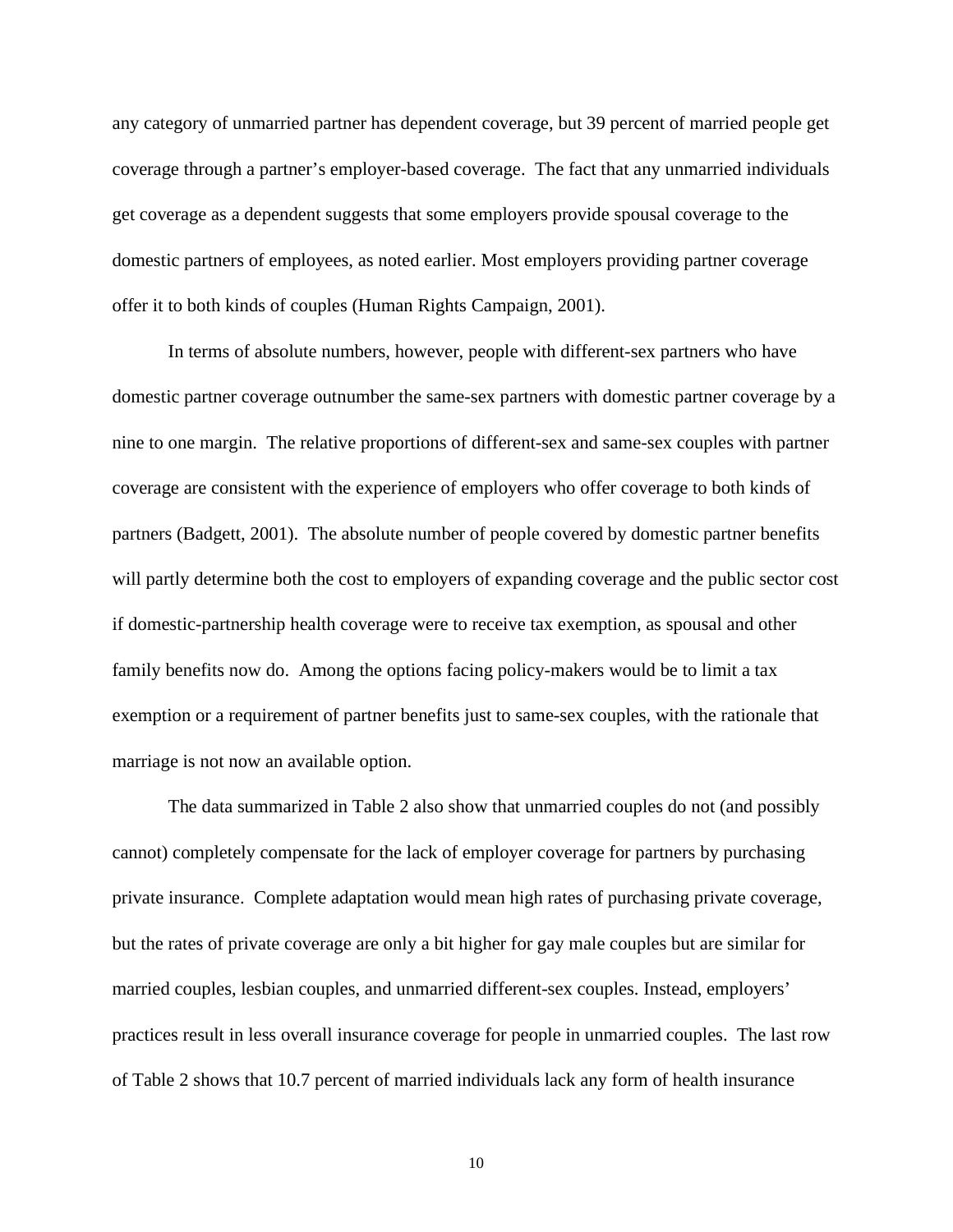any category of unmarried partner has dependent coverage, but 39 percent of married people get coverage through a partner's employer-based coverage. The fact that any unmarried individuals get coverage as a dependent suggests that some employers provide spousal coverage to the domestic partners of employees, as noted earlier. Most employers providing partner coverage offer it to both kinds of couples (Human Rights Campaign, 2001).

In terms of absolute numbers, however, people with different-sex partners who have domestic partner coverage outnumber the same-sex partners with domestic partner coverage by a nine to one margin. The relative proportions of different-sex and same-sex couples with partner coverage are consistent with the experience of employers who offer coverage to both kinds of partners (Badgett, 2001). The absolute number of people covered by domestic partner benefits will partly determine both the cost to employers of expanding coverage and the public sector cost if domestic-partnership health coverage were to receive tax exemption, as spousal and other family benefits now do. Among the options facing policy-makers would be to limit a tax exemption or a requirement of partner benefits just to same-sex couples, with the rationale that marriage is not now an available option.

The data summarized in Table 2 also show that unmarried couples do not (and possibly cannot) completely compensate for the lack of employer coverage for partners by purchasing private insurance. Complete adaptation would mean high rates of purchasing private coverage, but the rates of private coverage are only a bit higher for gay male couples but are similar for married couples, lesbian couples, and unmarried different-sex couples. Instead, employers' practices result in less overall insurance coverage for people in unmarried couples. The last row of Table 2 shows that 10.7 percent of married individuals lack any form of health insurance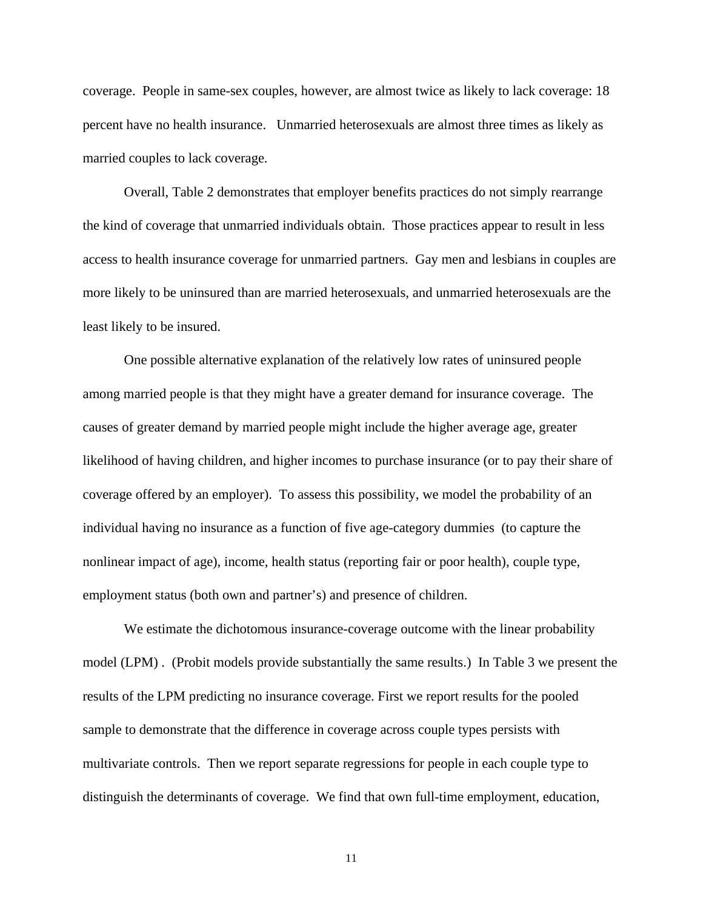coverage. People in same-sex couples, however, are almost twice as likely to lack coverage: 18 percent have no health insurance. Unmarried heterosexuals are almost three times as likely as married couples to lack coverage.

Overall, Table 2 demonstrates that employer benefits practices do not simply rearrange the kind of coverage that unmarried individuals obtain. Those practices appear to result in less access to health insurance coverage for unmarried partners. Gay men and lesbians in couples are more likely to be uninsured than are married heterosexuals, and unmarried heterosexuals are the least likely to be insured.

One possible alternative explanation of the relatively low rates of uninsured people among married people is that they might have a greater demand for insurance coverage. The causes of greater demand by married people might include the higher average age, greater likelihood of having children, and higher incomes to purchase insurance (or to pay their share of coverage offered by an employer). To assess this possibility, we model the probability of an individual having no insurance as a function of five age-category dummies (to capture the nonlinear impact of age), income, health status (reporting fair or poor health), couple type, employment status (both own and partner's) and presence of children.

We estimate the dichotomous insurance-coverage outcome with the linear probability model (LPM) . (Probit models provide substantially the same results.) In Table 3 we present the results of the LPM predicting no insurance coverage. First we report results for the pooled sample to demonstrate that the difference in coverage across couple types persists with multivariate controls. Then we report separate regressions for people in each couple type to distinguish the determinants of coverage. We find that own full-time employment, education,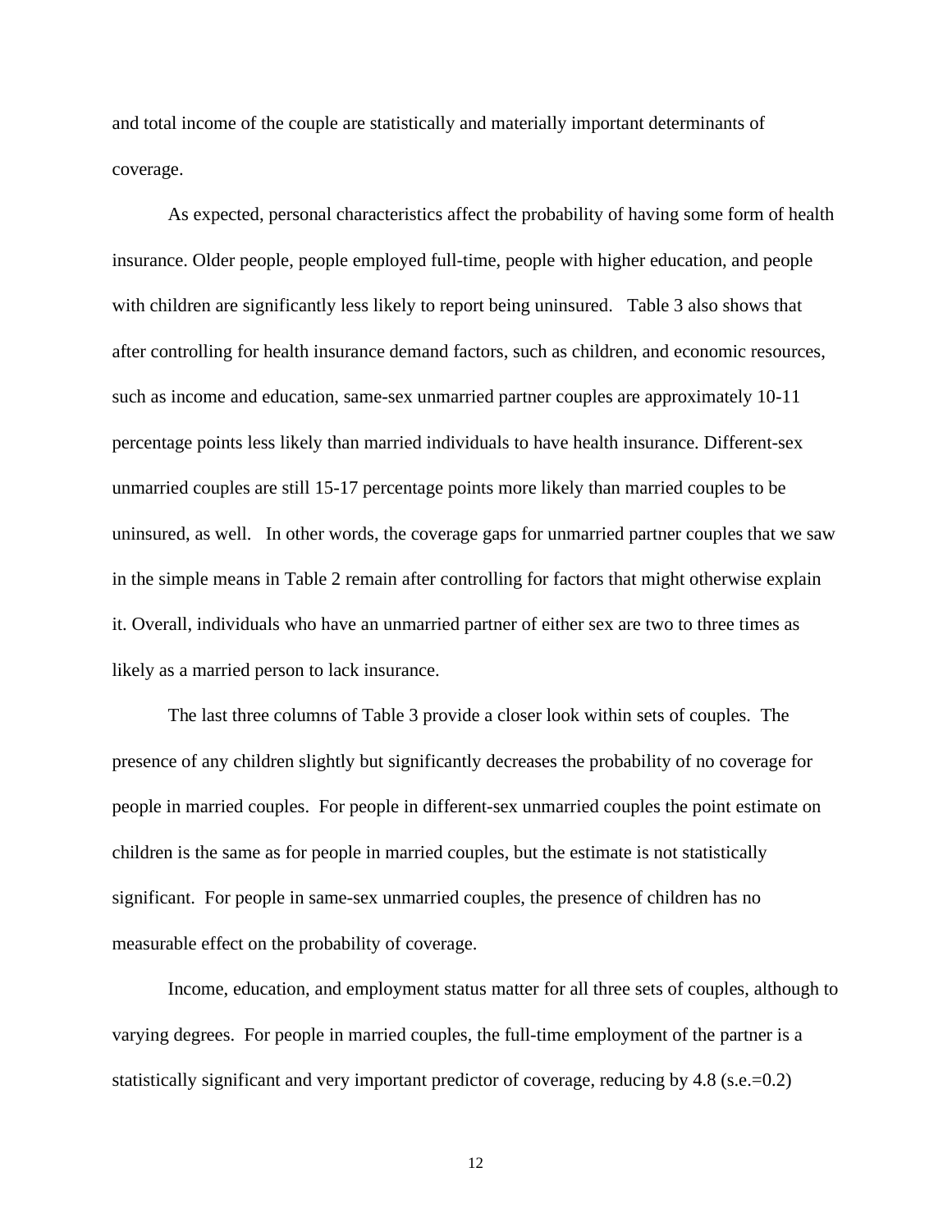and total income of the couple are statistically and materially important determinants of coverage.

As expected, personal characteristics affect the probability of having some form of health insurance. Older people, people employed full-time, people with higher education, and people with children are significantly less likely to report being uninsured.   Table 3 also shows that after controlling for health insurance demand factors, such as children, and economic resources, such as income and education, same-sex unmarried partner couples are approximately 10-11 percentage points less likely than married individuals to have health insurance. Different-sex unmarried couples are still 15-17 percentage points more likely than married couples to be uninsured, as well.   In other words, the coverage gaps for unmarried partner couples that we saw in the simple means in Table 2 remain after controlling for factors that might otherwise explain it. Overall, individuals who have an unmarried partner of either sex are two to three times as likely as a married person to lack insurance.

The last three columns of Table 3 provide a closer look within sets of couples.  The presence of any children slightly but significantly decreases the probability of no coverage for people in married couples.  For people in different-sex unmarried couples the point estimate on children is the same as for people in married couples, but the estimate is not statistically significant.  For people in same-sex unmarried couples, the presence of children has no measurable effect on the probability of coverage.

Income, education, and employment status matter for all three sets of couples, although to varying degrees.  For people in married couples, the full-time employment of the partner is a statistically significant and very important predictor of coverage, reducing by 4.8 (s.e.=0.2)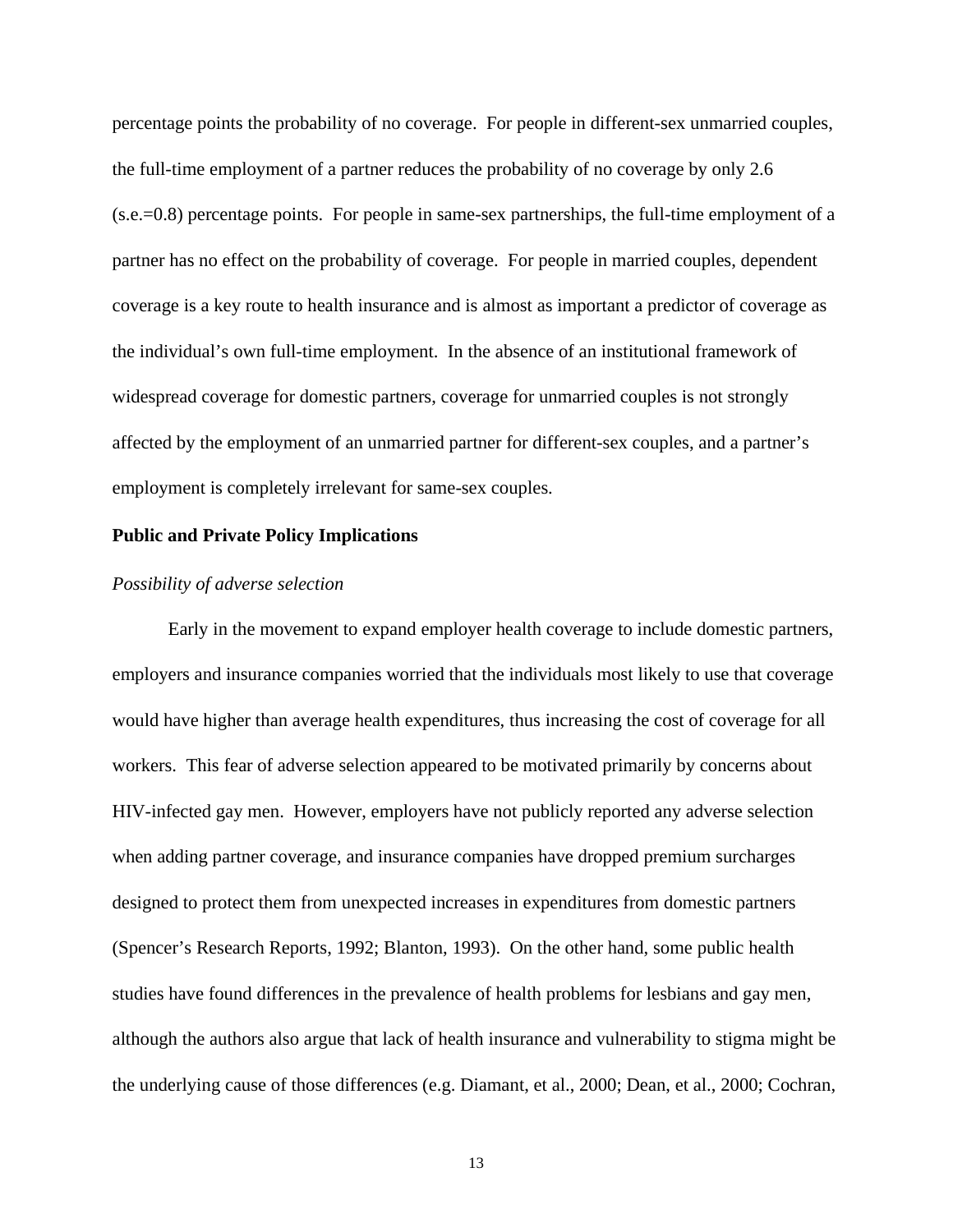percentage points the probability of no coverage. For people in different-sex unmarried couples, the full-time employment of a partner reduces the probability of no coverage by only 2.6 (s.e.=0.8) percentage points. For people in same-sex partnerships, the full-time employment of a partner has no effect on the probability of coverage. For people in married couples, dependent coverage is a key route to health insurance and is almost as important a predictor of coverage as the individual's own full-time employment. In the absence of an institutional framework of widespread coverage for domestic partners, coverage for unmarried couples is not strongly affected by the employment of an unmarried partner for different-sex couples, and a partner's employment is completely irrelevant for same-sex couples.

## Public and Private Policy Implications

### *Possibility of adverse selection*

Early in the movement to expand employer health coverage to include domestic partners, employers and insurance companies worried that the individuals most likely to use that coverage would have higher than average health expenditures, thus increasing the cost of coverage for all workers. This fear of adverse selection appeared to be motivated primarily by concerns about HIV-infected gay men. However, employers have not publicly reported any adverse selection when adding partner coverage, and insurance companies have dropped premium surcharges designed to protect them from unexpected increases in expenditures from domestic partners (Spencer's Research Reports, 1992; Blanton, 1993). On the other hand, some public health studies have found differences in the prevalence of health problems for lesbians and gay men, although the authors also argue that lack of health insurance and vulnerability to stigma might be the underlying cause of those differences (e.g. Diamant, et al., 2000; Dean, et al., 2000; Cochran,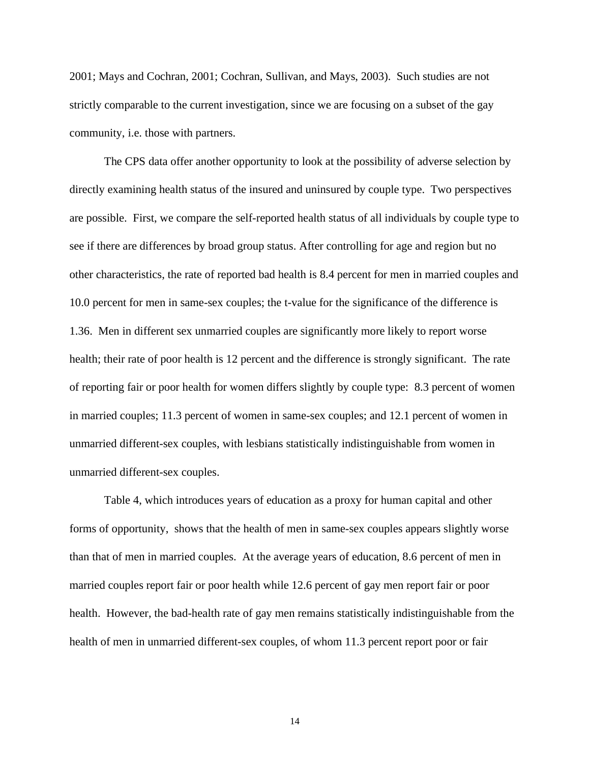2001; Mays and Cochran, 2001; Cochran, Sullivan, and Mays, 2003). Such studies are not strictly comparable to the current investigation, since we are focusing on a subset of the gay community, i.e. those with partners.

The CPS data offer another opportunity to look at the possibility of adverse selection by directly examining health status of the insured and uninsured by couple type. Two perspectives are possible. First, we compare the self-reported health status of all individuals by couple type to see if there are differences by broad group status. After controlling for age and region but no other characteristics, the rate of reported bad health is 8.4 percent for men in married couples and 10.0 percent for men in same-sex couples; the t-value for the significance of the difference is 1.36. Men in different sex unmarried couples are significantly more likely to report worse health; their rate of poor health is 12 percent and the difference is strongly significant. The rate of reporting fair or poor health for women differs slightly by couple type: 8.3 percent of women in married couples; 11.3 percent of women in same-sex couples; and 12.1 percent of women in unmarried different-sex couples, with lesbians statistically indistinguishable from women in unmarried different-sex couples.

Table 4, which introduces years of education as a proxy for human capital and other forms of opportunity, shows that the health of men in same-sex couples appears slightly worse than that of men in married couples. At the average years of education, 8.6 percent of men in married couples report fair or poor health while 12.6 percent of gay men report fair or poor health. However, the bad-health rate of gay men remains statistically indistinguishable from the health of men in unmarried different-sex couples, of whom 11.3 percent report poor or fair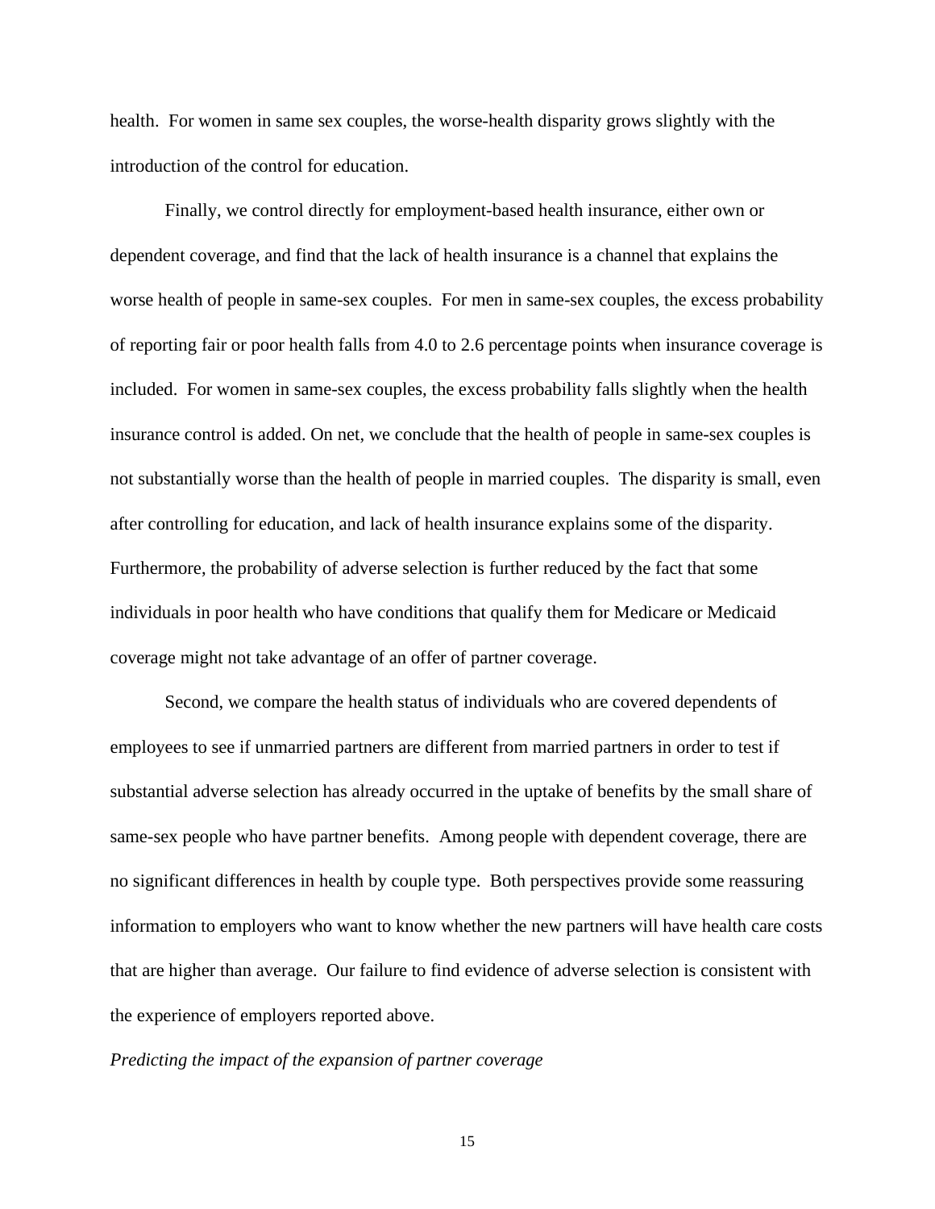health. For women in same sex couples, the worse-health disparity grows slightly with the introduction of the control for education.

Finally, we control directly for employment-based health insurance, either own or dependent coverage, and find that the lack of health insurance is a channel that explains the worse health of people in same-sex couples. For men in same-sex couples, the excess probability of reporting fair or poor health falls from 4.0 to 2.6 percentage points when insurance coverage is included. For women in same-sex couples, the excess probability falls slightly when the health insurance control is added. On net, we conclude that the health of people in same-sex couples is not substantially worse than the health of people in married couples. The disparity is small, even after controlling for education, and lack of health insurance explains some of the disparity. Furthermore, the probability of adverse selection is further reduced by the fact that some individuals in poor health who have conditions that qualify them for Medicare or Medicaid coverage might not take advantage of an offer of partner coverage.

Second, we compare the health status of individuals who are covered dependents of employees to see if unmarried partners are different from married partners in order to test if substantial adverse selection has already occurred in the uptake of benefits by the small share of same-sex people who have partner benefits. Among people with dependent coverage, there are no significant differences in health by couple type. Both perspectives provide some reassuring information to employers who want to know whether the new partners will have health care costs that are higher than average. Our failure to find evidence of adverse selection is consistent with the experience of employers reported above.

*Predicting the impact of the expansion of partner coverage*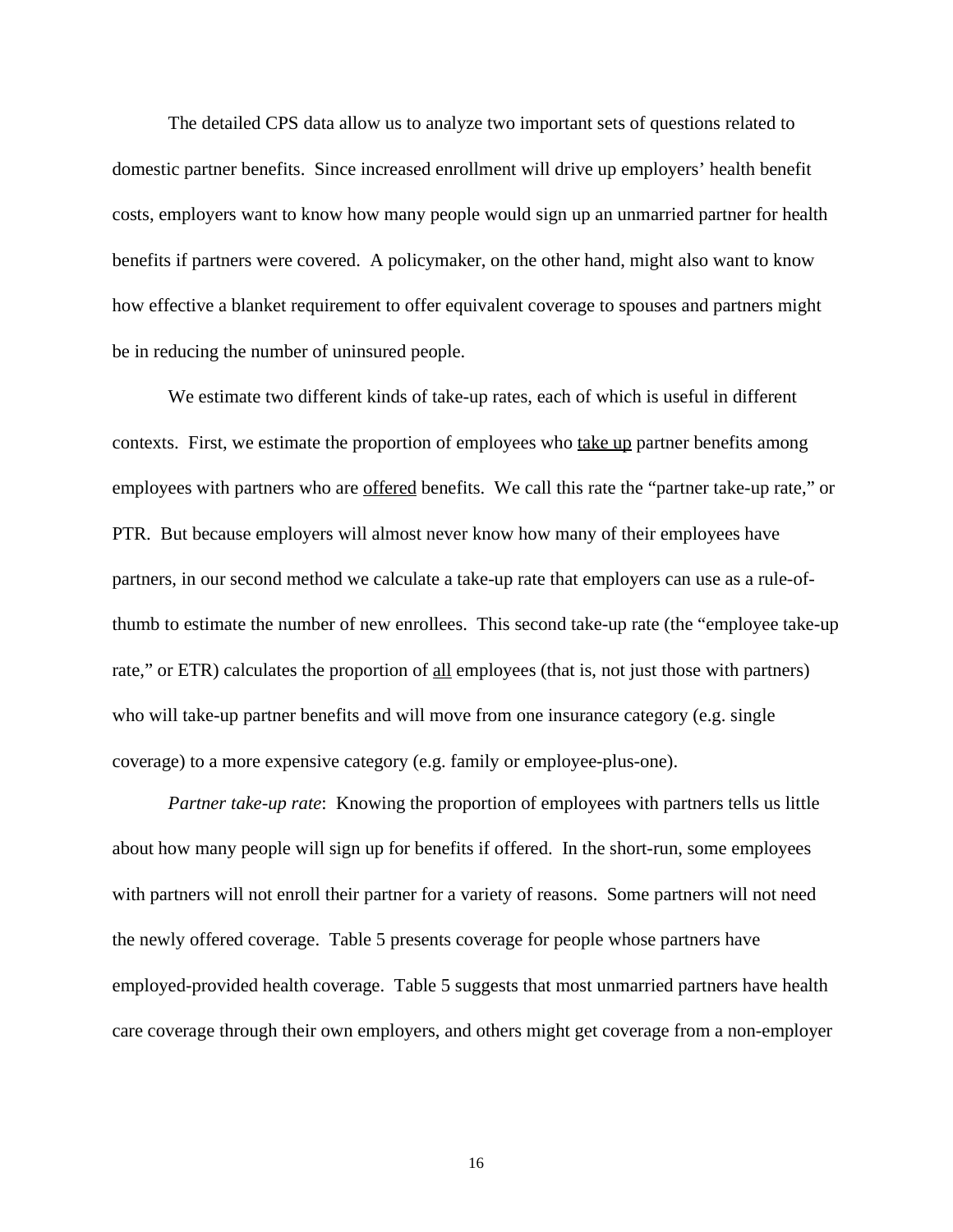The detailed CPS data allow us to analyze two important sets of questions related to domestic partner benefits. Since increased enrollment will drive up employers' health benefit costs, employers want to know how many people would sign up an unmarried partner for health benefits if partners were covered. A policymaker, on the other hand, might also want to know how effective a blanket requirement to offer equivalent coverage to spouses and partners might be in reducing the number of uninsured people.

We estimate two different kinds of take-up rates, each of which is useful in different contexts. First, we estimate the proportion of employees who <u>take up</u> partner benefits among employees with partners who are <u>offered</u> benefits. We call this rate the "partner take-up rate," or PTR. But because employers will almost never know how many of their employees have partners, in our second method we calculate a take-up rate that employers can use as a rule-of-thumb to estimate the number of new enrollees. This second take-up rate (the "employee take-up rate," or ETR) calculates the proportion of <u>all</u> employees (that is, not just those with partners) who will take-up partner benefits and will move from one insurance category (e.g. single coverage) to a more expensive category (e.g. family or employee-plus-one).

*Partner take-up rate*: Knowing the proportion of employees with partners tells us little about how many people will sign up for benefits if offered. In the short-run, some employees with partners will not enroll their partner for a variety of reasons. Some partners will not need the newly offered coverage. Table 5 presents coverage for people whose partners have employed-provided health coverage. Table 5 suggests that most unmarried partners have health care coverage through their own employers, and others might get coverage from a non-employer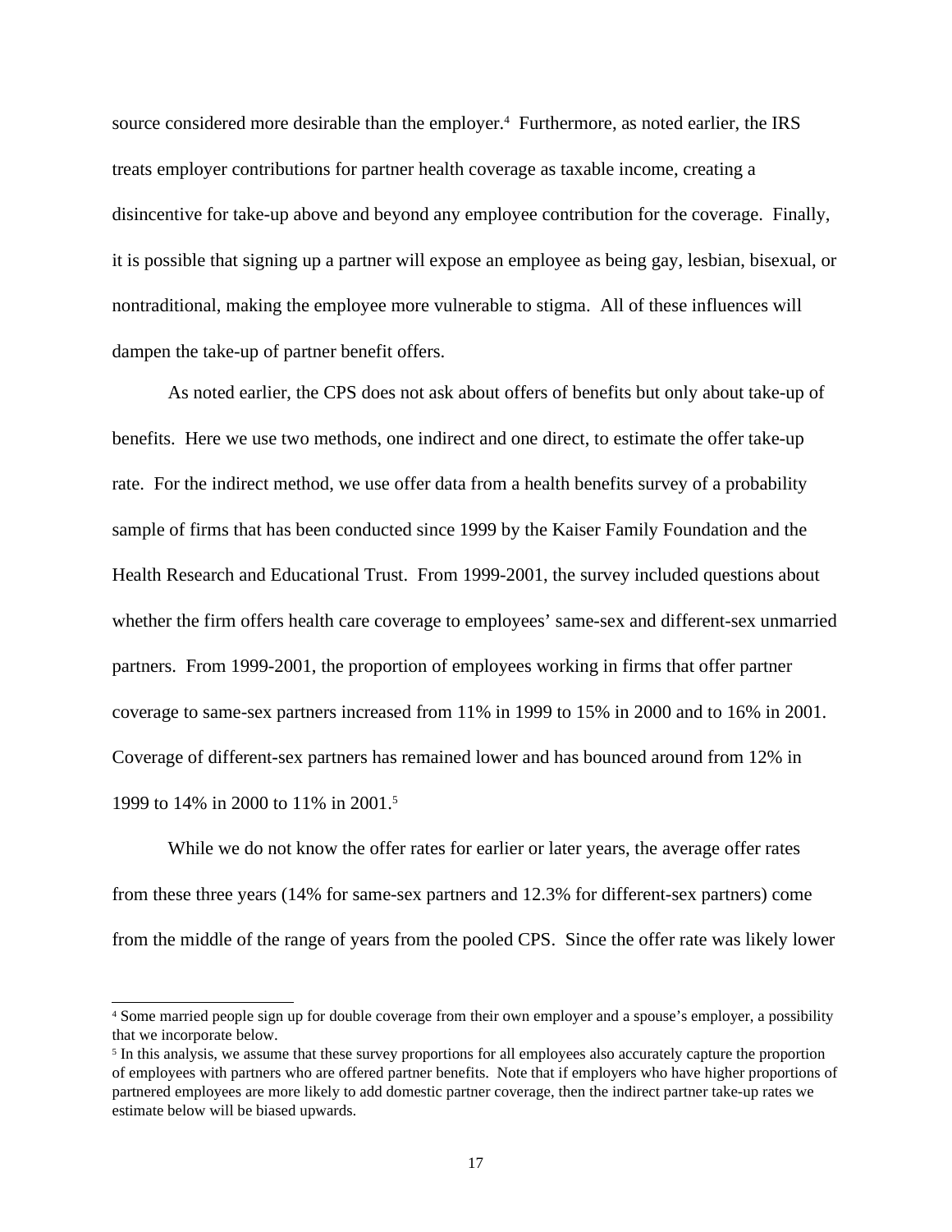source considered more desirable than the employer.[4] Furthermore, as noted earlier, the IRS treats employer contributions for partner health coverage as taxable income, creating a disincentive for take-up above and beyond any employee contribution for the coverage. Finally, it is possible that signing up a partner will expose an employee as being gay, lesbian, bisexual, or nontraditional, making the employee more vulnerable to stigma. All of these influences will dampen the take-up of partner benefit offers.

As noted earlier, the CPS does not ask about offers of benefits but only about take-up of benefits. Here we use two methods, one indirect and one direct, to estimate the offer take-up rate. For the indirect method, we use offer data from a health benefits survey of a probability sample of firms that has been conducted since 1999 by the Kaiser Family Foundation and the Health Research and Educational Trust. From 1999-2001, the survey included questions about whether the firm offers health care coverage to employees' same-sex and different-sex unmarried partners. From 1999-2001, the proportion of employees working in firms that offer partner coverage to same-sex partners increased from 11% in 1999 to 15% in 2000 and to 16% in 2001. Coverage of different-sex partners has remained lower and has bounced around from 12% in 1999 to 14% in 2000 to 11% in 2001.[5]

While we do not know the offer rates for earlier or later years, the average offer rates from these three years (14% for same-sex partners and 12.3% for different-sex partners) come from the middle of the range of years from the pooled CPS. Since the offer rate was likely lower

---

[4] Some married people sign up for double coverage from their own employer and a spouse's employer, a possibility that we incorporate below.

[5] In this analysis, we assume that these survey proportions for all employees also accurately capture the proportion of employees with partners who are offered partner benefits. Note that if employers who have higher proportions of partnered employees are more likely to add domestic partner coverage, then the indirect partner take-up rates we estimate below will be biased upwards.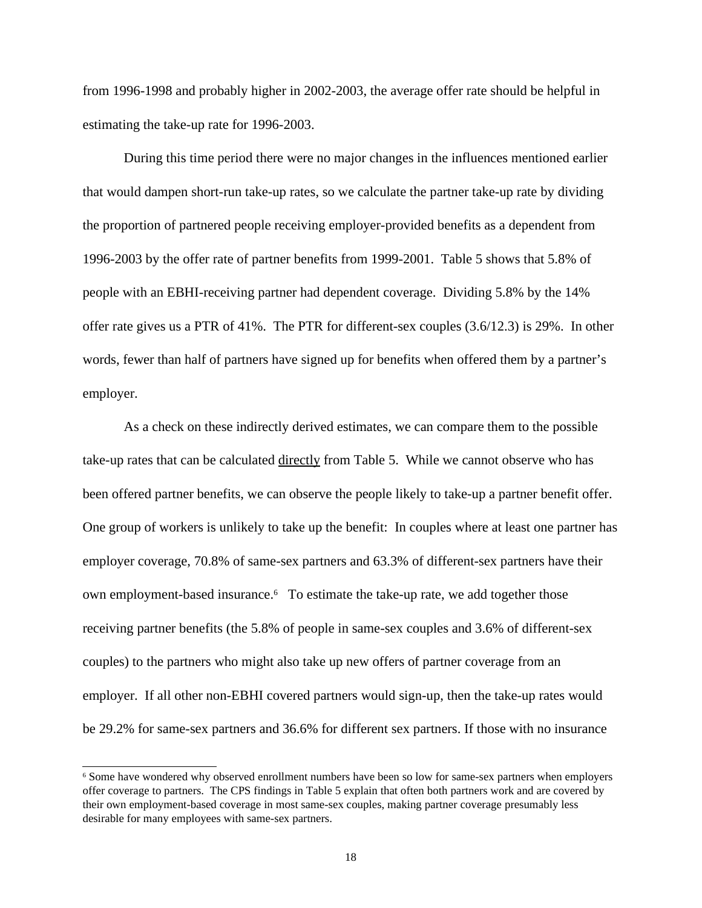from 1996-1998 and probably higher in 2002-2003, the average offer rate should be helpful in estimating the take-up rate for 1996-2003.

During this time period there were no major changes in the influences mentioned earlier that would dampen short-run take-up rates, so we calculate the partner take-up rate by dividing the proportion of partnered people receiving employer-provided benefits as a dependent from 1996-2003 by the offer rate of partner benefits from 1999-2001. Table 5 shows that 5.8% of people with an EBHI-receiving partner had dependent coverage. Dividing 5.8% by the 14% offer rate gives us a PTR of 41%. The PTR for different-sex couples (3.6/12.3) is 29%. In other words, fewer than half of partners have signed up for benefits when offered them by a partner's employer.

As a check on these indirectly derived estimates, we can compare them to the possible take-up rates that can be calculated directly from Table 5. While we cannot observe who has been offered partner benefits, we can observe the people likely to take-up a partner benefit offer. One group of workers is unlikely to take up the benefit: In couples where at least one partner has employer coverage, 70.8% of same-sex partners and 63.3% of different-sex partners have their own employment-based insurance.[6] To estimate the take-up rate, we add together those receiving partner benefits (the 5.8% of people in same-sex couples and 3.6% of different-sex couples) to the partners who might also take up new offers of partner coverage from an employer. If all other non-EBHI covered partners would sign-up, then the take-up rates would be 29.2% for same-sex partners and 36.6% for different sex partners. If those with no insurance

[6] Some have wondered why observed enrollment numbers have been so low for same-sex partners when employers offer coverage to partners. The CPS findings in Table 5 explain that often both partners work and are covered by their own employment-based coverage in most same-sex couples, making partner coverage presumably less desirable for many employees with same-sex partners.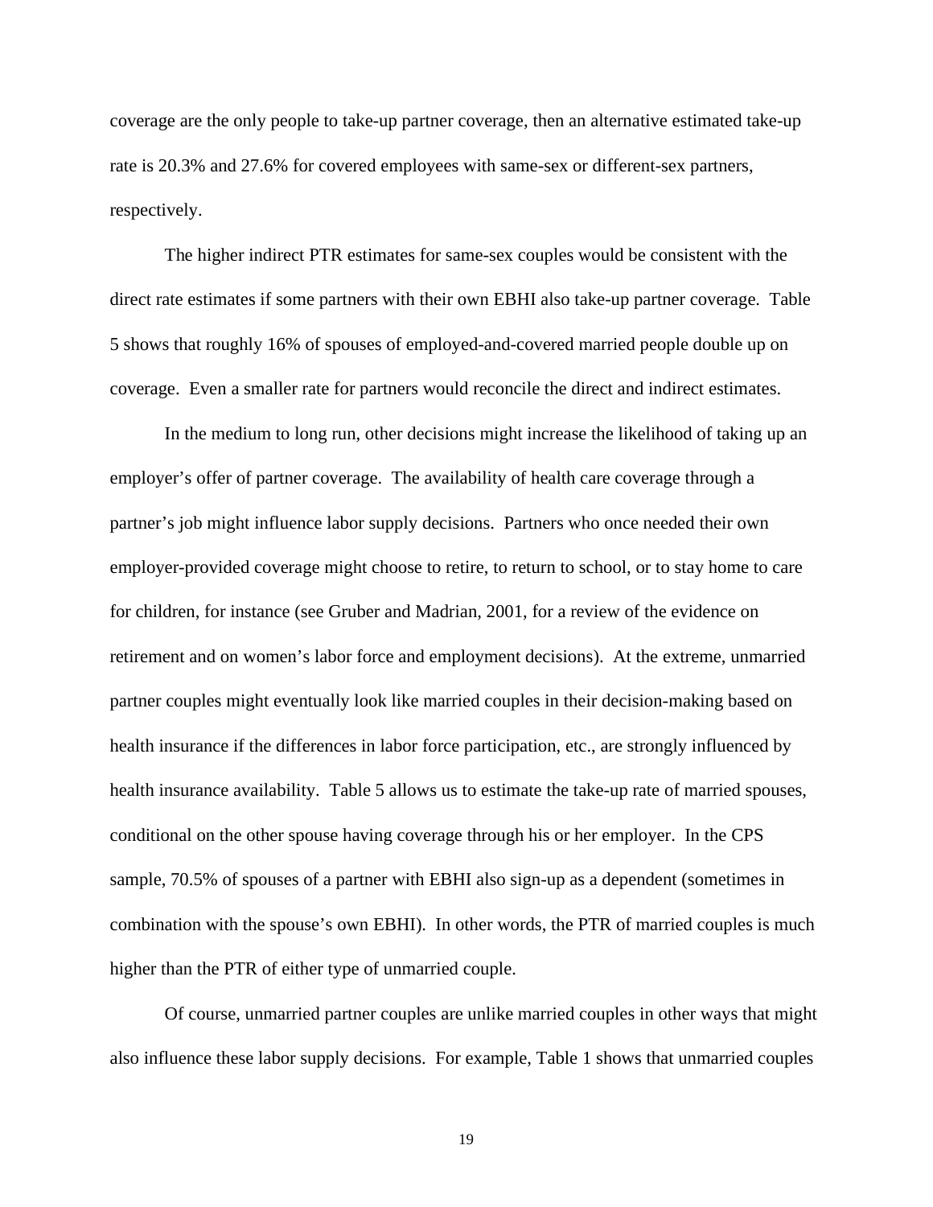coverage are the only people to take-up partner coverage, then an alternative estimated take-up rate is 20.3% and 27.6% for covered employees with same-sex or different-sex partners, respectively.

The higher indirect PTR estimates for same-sex couples would be consistent with the direct rate estimates if some partners with their own EBHI also take-up partner coverage. Table 5 shows that roughly 16% of spouses of employed-and-covered married people double up on coverage. Even a smaller rate for partners would reconcile the direct and indirect estimates.

In the medium to long run, other decisions might increase the likelihood of taking up an employer's offer of partner coverage. The availability of health care coverage through a partner's job might influence labor supply decisions. Partners who once needed their own employer-provided coverage might choose to retire, to return to school, or to stay home to care for children, for instance (see Gruber and Madrian, 2001, for a review of the evidence on retirement and on women's labor force and employment decisions). At the extreme, unmarried partner couples might eventually look like married couples in their decision-making based on health insurance if the differences in labor force participation, etc., are strongly influenced by health insurance availability. Table 5 allows us to estimate the take-up rate of married spouses, conditional on the other spouse having coverage through his or her employer. In the CPS sample, 70.5% of spouses of a partner with EBHI also sign-up as a dependent (sometimes in combination with the spouse's own EBHI). In other words, the PTR of married couples is much higher than the PTR of either type of unmarried couple.

Of course, unmarried partner couples are unlike married couples in other ways that might also influence these labor supply decisions. For example, Table 1 shows that unmarried couples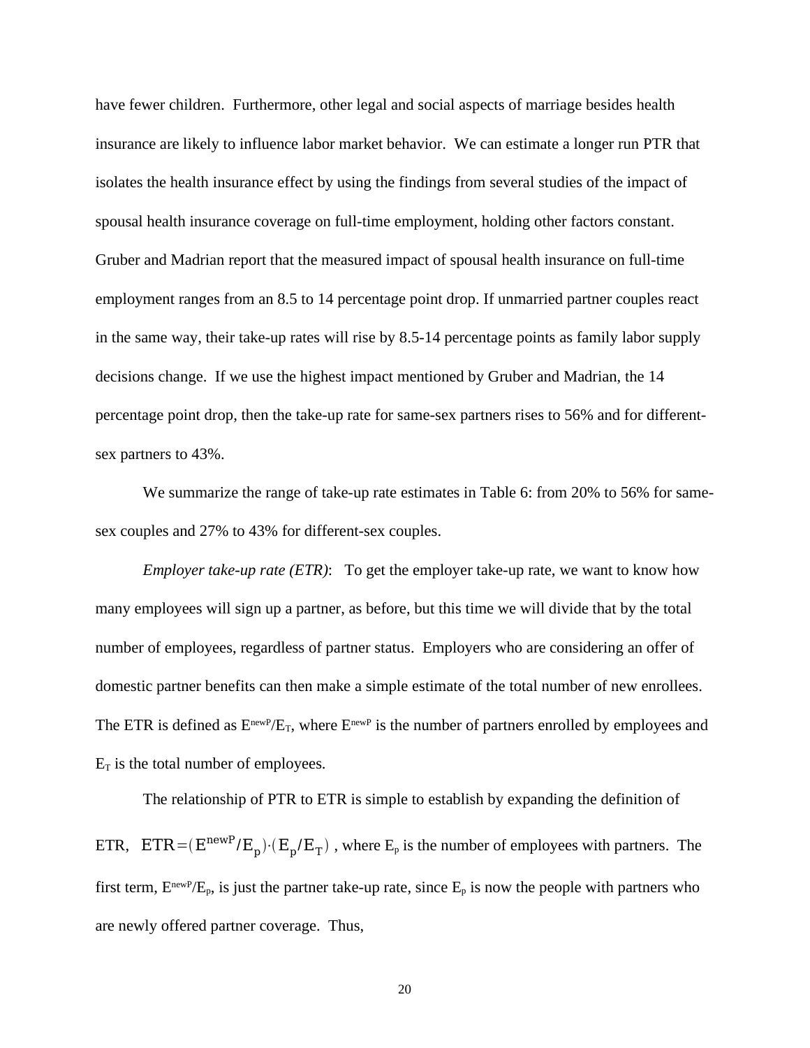have fewer children. Furthermore, other legal and social aspects of marriage besides health insurance are likely to influence labor market behavior. We can estimate a longer run PTR that isolates the health insurance effect by using the findings from several studies of the impact of spousal health insurance coverage on full-time employment, holding other factors constant. Gruber and Madrian report that the measured impact of spousal health insurance on full-time employment ranges from an 8.5 to 14 percentage point drop. If unmarried partner couples react in the same way, their take-up rates will rise by 8.5-14 percentage points as family labor supply decisions change. If we use the highest impact mentioned by Gruber and Madrian, the 14 percentage point drop, then the take-up rate for same-sex partners rises to 56% and for different-sex partners to 43%.

We summarize the range of take-up rate estimates in Table 6: from 20% to 56% for same-sex couples and 27% to 43% for different-sex couples.

*Employer take-up rate (ETR)*: To get the employer take-up rate, we want to know how many employees will sign up a partner, as before, but this time we will divide that by the total number of employees, regardless of partner status. Employers who are considering an offer of domestic partner benefits can then make a simple estimate of the total number of new enrollees. The ETR is defined as $E^{newP}/E_T$, where $E^{newP}$ is the number of partners enrolled by employees and $E_T$ is the total number of employees.

The relationship of PTR to ETR is simple to establish by expanding the definition of ETR, $ETR = (E^{newP}/E_p) \cdot (E_p/E_T)$ , where $E_p$ is the number of employees with partners. The first term, $E^{newP}/E_p$, is just the partner take-up rate, since $E_p$ is now the people with partners who are newly offered partner coverage. Thus,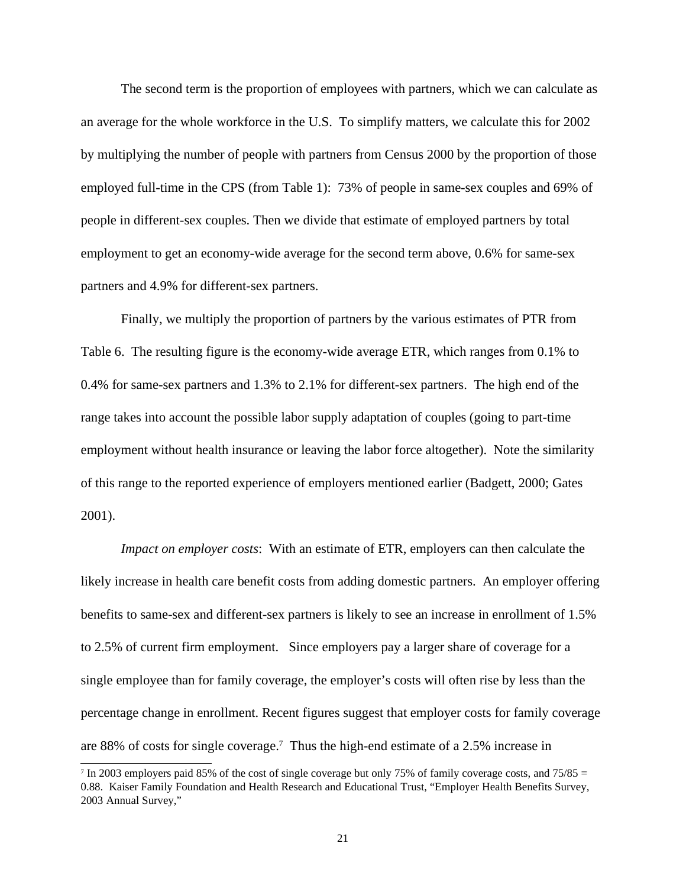The second term is the proportion of employees with partners, which we can calculate as an average for the whole workforce in the U.S. To simplify matters, we calculate this for 2002 by multiplying the number of people with partners from Census 2000 by the proportion of those employed full-time in the CPS (from Table 1): 73% of people in same-sex couples and 69% of people in different-sex couples. Then we divide that estimate of employed partners by total employment to get an economy-wide average for the second term above, 0.6% for same-sex partners and 4.9% for different-sex partners.

Finally, we multiply the proportion of partners by the various estimates of PTR from Table 6. The resulting figure is the economy-wide average ETR, which ranges from 0.1% to 0.4% for same-sex partners and 1.3% to 2.1% for different-sex partners. The high end of the range takes into account the possible labor supply adaptation of couples (going to part-time employment without health insurance or leaving the labor force altogether). Note the similarity of this range to the reported experience of employers mentioned earlier (Badgett, 2000; Gates 2001).

*Impact on employer costs*: With an estimate of ETR, employers can then calculate the likely increase in health care benefit costs from adding domestic partners. An employer offering benefits to same-sex and different-sex partners is likely to see an increase in enrollment of 1.5% to 2.5% of current firm employment. Since employers pay a larger share of coverage for a single employee than for family coverage, the employer's costs will often rise by less than the percentage change in enrollment. Recent figures suggest that employer costs for family coverage are 88% of costs for single coverage.[7] Thus the high-end estimate of a 2.5% increase in

[7] In 2003 employers paid 85% of the cost of single coverage but only 75% of family coverage costs, and 75/85 = 0.88. Kaiser Family Foundation and Health Research and Educational Trust, "Employer Health Benefits Survey, 2003 Annual Survey,"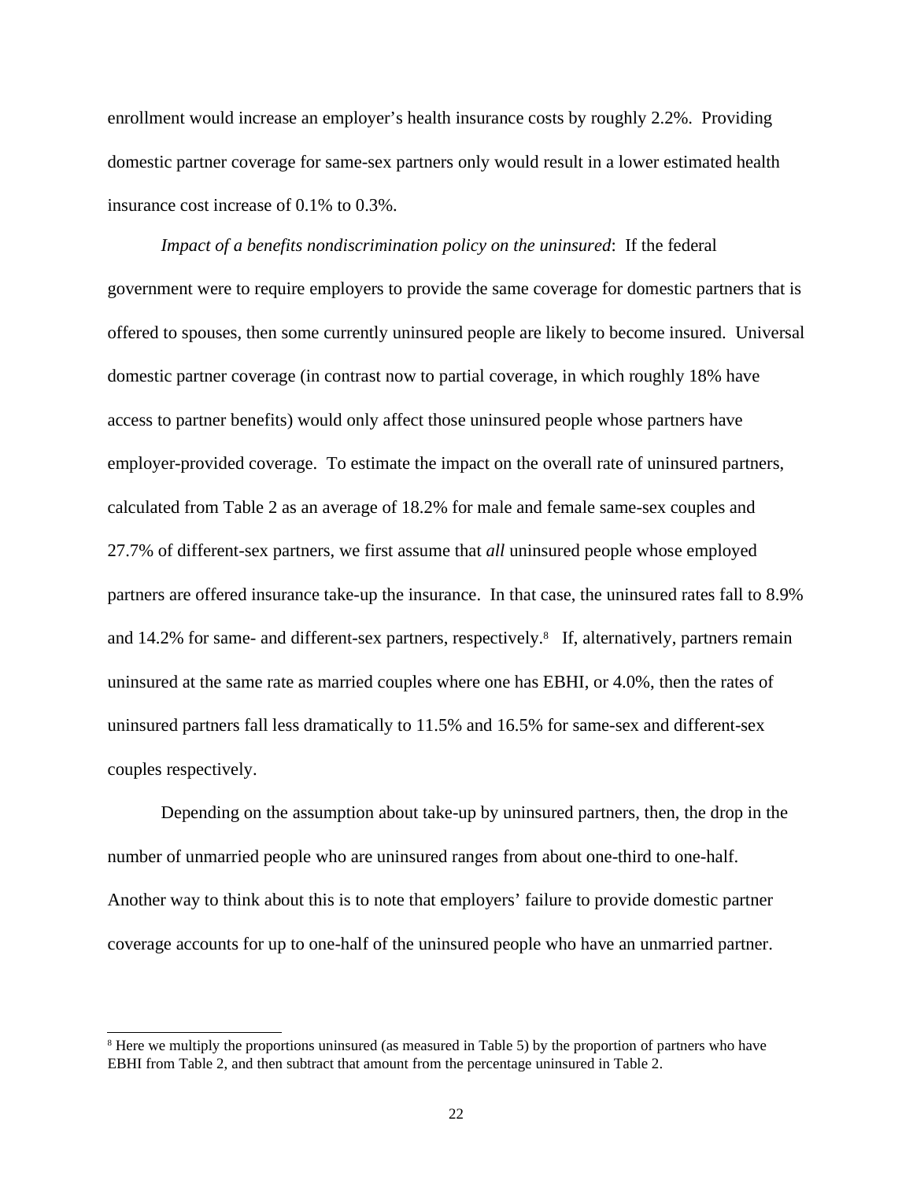enrollment would increase an employer's health insurance costs by roughly 2.2%. Providing domestic partner coverage for same-sex partners only would result in a lower estimated health insurance cost increase of 0.1% to 0.3%.

*Impact of a benefits nondiscrimination policy on the uninsured*: If the federal government were to require employers to provide the same coverage for domestic partners that is offered to spouses, then some currently uninsured people are likely to become insured. Universal domestic partner coverage (in contrast now to partial coverage, in which roughly 18% have access to partner benefits) would only affect those uninsured people whose partners have employer-provided coverage. To estimate the impact on the overall rate of uninsured partners, calculated from Table 2 as an average of 18.2% for male and female same-sex couples and 27.7% of different-sex partners, we first assume that *all* uninsured people whose employed partners are offered insurance take-up the insurance. In that case, the uninsured rates fall to 8.9% and 14.2% for same- and different-sex partners, respectively.[8] If, alternatively, partners remain uninsured at the same rate as married couples where one has EBHI, or 4.0%, then the rates of uninsured partners fall less dramatically to 11.5% and 16.5% for same-sex and different-sex couples respectively.

Depending on the assumption about take-up by uninsured partners, then, the drop in the number of unmarried people who are uninsured ranges from about one-third to one-half. Another way to think about this is to note that employers' failure to provide domestic partner coverage accounts for up to one-half of the uninsured people who have an unmarried partner.

---

[8] Here we multiply the proportions uninsured (as measured in Table 5) by the proportion of partners who have EBHI from Table 2, and then subtract that amount from the percentage uninsured in Table 2.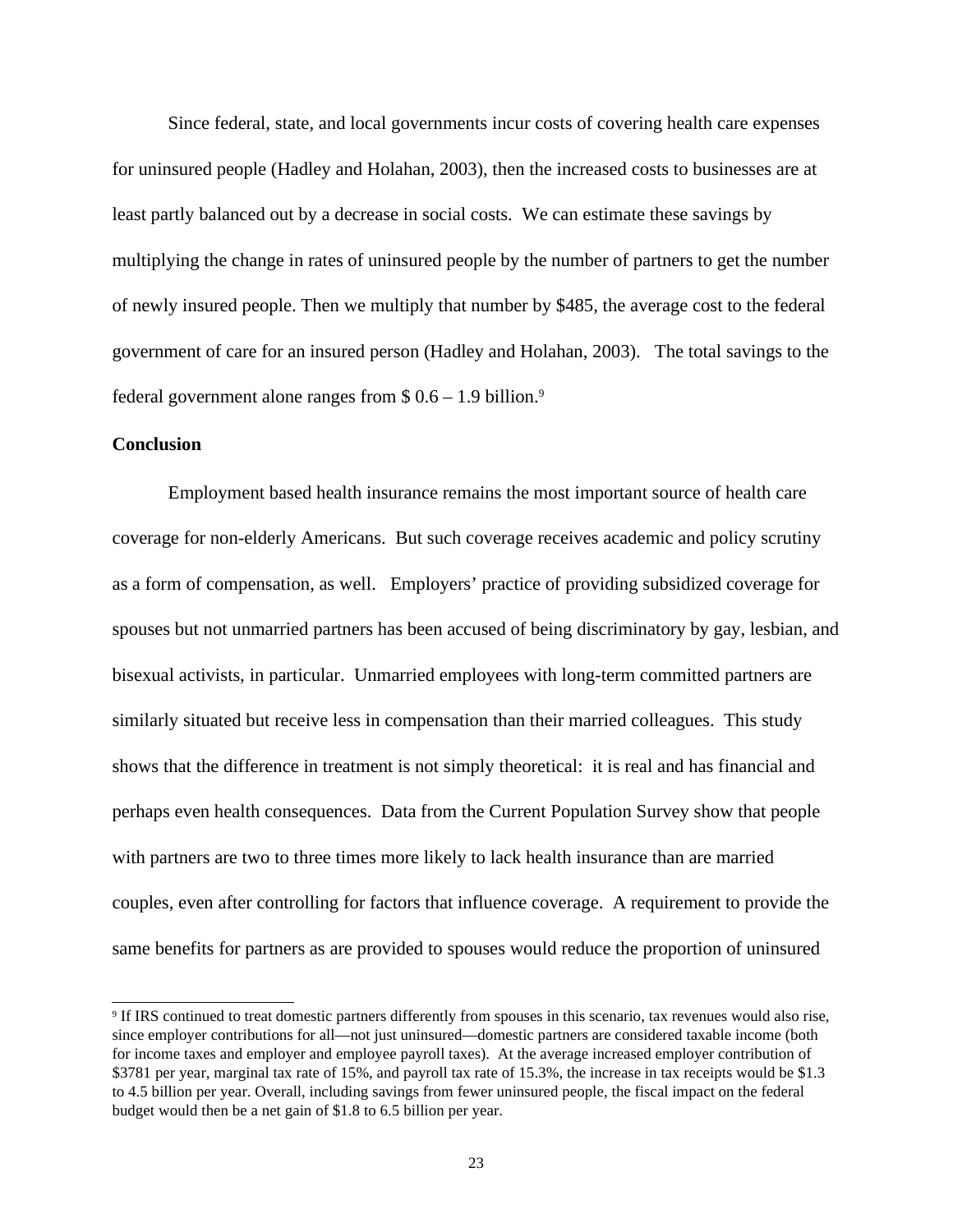Since federal, state, and local governments incur costs of covering health care expenses for uninsured people (Hadley and Holahan, 2003), then the increased costs to businesses are at least partly balanced out by a decrease in social costs. We can estimate these savings by multiplying the change in rates of uninsured people by the number of partners to get the number of newly insured people. Then we multiply that number by $485, the average cost to the federal government of care for an insured person (Hadley and Holahan, 2003). The total savings to the federal government alone ranges from $ 0.6 – 1.9 billion.[9]

**Conclusion**

Employment based health insurance remains the most important source of health care coverage for non-elderly Americans. But such coverage receives academic and policy scrutiny as a form of compensation, as well. Employers' practice of providing subsidized coverage for spouses but not unmarried partners has been accused of being discriminatory by gay, lesbian, and bisexual activists, in particular. Unmarried employees with long-term committed partners are similarly situated but receive less in compensation than their married colleagues. This study shows that the difference in treatment is not simply theoretical: it is real and has financial and perhaps even health consequences. Data from the Current Population Survey show that people with partners are two to three times more likely to lack health insurance than are married couples, even after controlling for factors that influence coverage. A requirement to provide the same benefits for partners as are provided to spouses would reduce the proportion of uninsured

[9] If IRS continued to treat domestic partners differently from spouses in this scenario, tax revenues would also rise, since employer contributions for all—not just uninsured—domestic partners are considered taxable income (both for income taxes and employer and employee payroll taxes). At the average increased employer contribution of $3781 per year, marginal tax rate of 15%, and payroll tax rate of 15.3%, the increase in tax receipts would be $1.3 to 4.5 billion per year. Overall, including savings from fewer uninsured people, the fiscal impact on the federal budget would then be a net gain of $1.8 to 6.5 billion per year.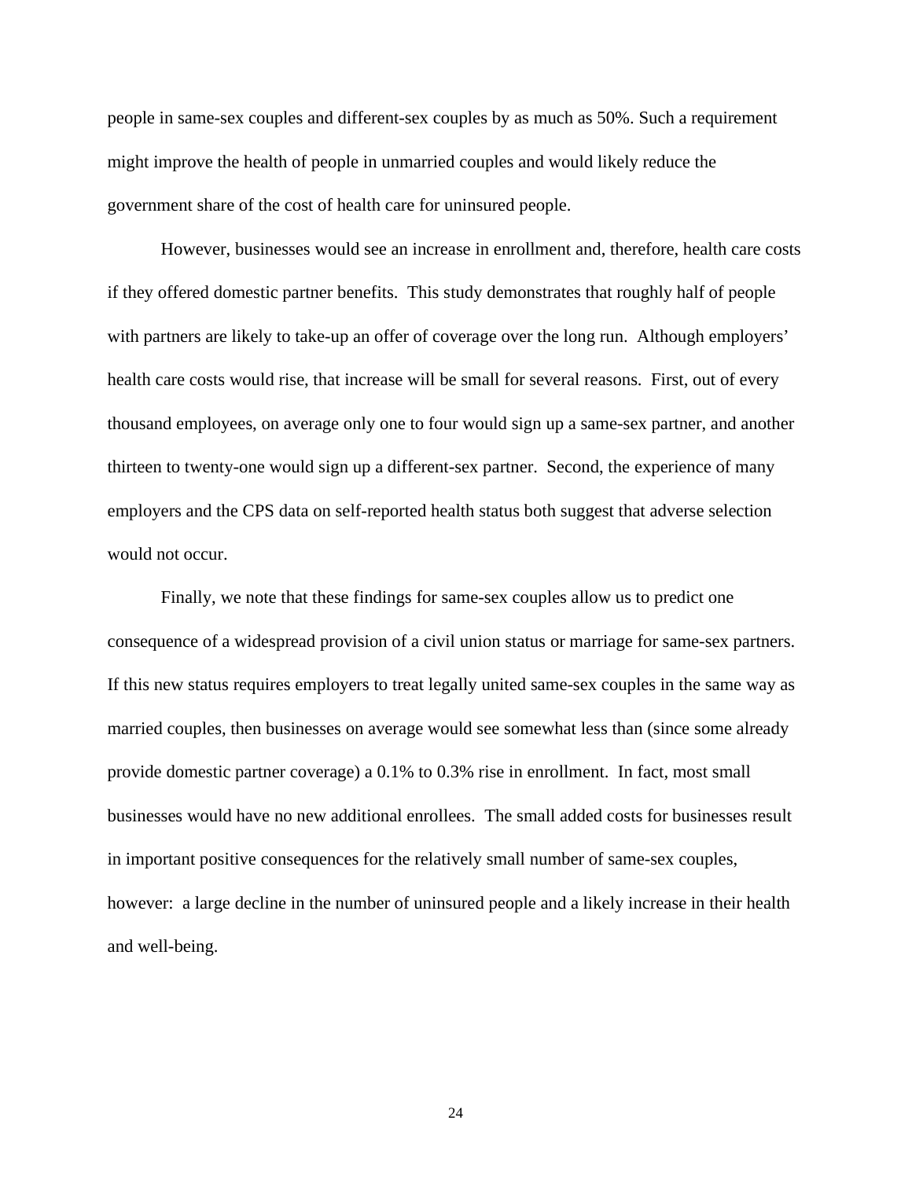people in same-sex couples and different-sex couples by as much as 50%. Such a requirement might improve the health of people in unmarried couples and would likely reduce the government share of the cost of health care for uninsured people.

However, businesses would see an increase in enrollment and, therefore, health care costs if they offered domestic partner benefits. This study demonstrates that roughly half of people with partners are likely to take-up an offer of coverage over the long run. Although employers' health care costs would rise, that increase will be small for several reasons. First, out of every thousand employees, on average only one to four would sign up a same-sex partner, and another thirteen to twenty-one would sign up a different-sex partner. Second, the experience of many employers and the CPS data on self-reported health status both suggest that adverse selection would not occur.

Finally, we note that these findings for same-sex couples allow us to predict one consequence of a widespread provision of a civil union status or marriage for same-sex partners. If this new status requires employers to treat legally united same-sex couples in the same way as married couples, then businesses on average would see somewhat less than (since some already provide domestic partner coverage) a 0.1% to 0.3% rise in enrollment. In fact, most small businesses would have no new additional enrollees. The small added costs for businesses result in important positive consequences for the relatively small number of same-sex couples, however: a large decline in the number of uninsured people and a likely increase in their health and well-being.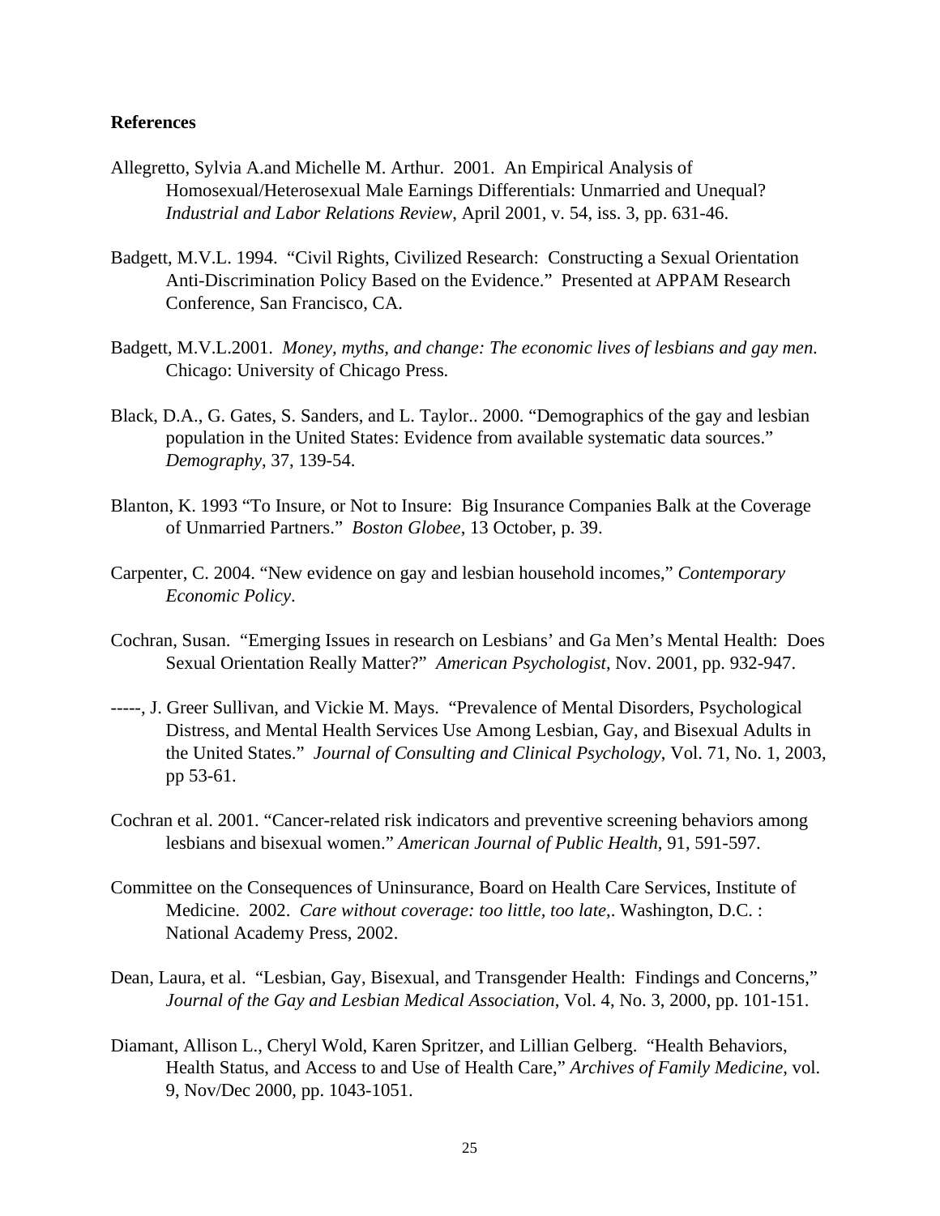**References**

Allegretto, Sylvia A.and Michelle M. Arthur. 2001. An Empirical Analysis of Homosexual/Heterosexual Male Earnings Differentials: Unmarried and Unequal? *Industrial and Labor Relations Review*, April 2001, v. 54, iss. 3, pp. 631-46.

Badgett, M.V.L. 1994. "Civil Rights, Civilized Research: Constructing a Sexual Orientation Anti-Discrimination Policy Based on the Evidence." Presented at APPAM Research Conference, San Francisco, CA.

Badgett, M.V.L.2001. *Money, myths, and change: The economic lives of lesbians and gay men.* Chicago: University of Chicago Press.

Black, D.A., G. Gates, S. Sanders, and L. Taylor.. 2000. "Demographics of the gay and lesbian population in the United States: Evidence from available systematic data sources." *Demography*, 37, 139-54.

Blanton, K. 1993 "To Insure, or Not to Insure: Big Insurance Companies Balk at the Coverage of Unmarried Partners." *Boston Globee*, 13 October, p. 39.

Carpenter, C. 2004. "New evidence on gay and lesbian household incomes," *Contemporary Economic Policy*.

Cochran, Susan. "Emerging Issues in research on Lesbians' and Ga Men's Mental Health: Does Sexual Orientation Really Matter?" *American Psychologist*, Nov. 2001, pp. 932-947.

-----, J. Greer Sullivan, and Vickie M. Mays. "Prevalence of Mental Disorders, Psychological Distress, and Mental Health Services Use Among Lesbian, Gay, and Bisexual Adults in the United States." *Journal of Consulting and Clinical Psychology*, Vol. 71, No. 1, 2003, pp 53-61.

Cochran et al. 2001. "Cancer-related risk indicators and preventive screening behaviors among lesbians and bisexual women." *American Journal of Public Health*, 91, 591-597.

Committee on the Consequences of Uninsurance, Board on Health Care Services, Institute of Medicine. 2002. *Care without coverage: too little, too late*,. Washington, D.C. : National Academy Press, 2002.

Dean, Laura, et al. "Lesbian, Gay, Bisexual, and Transgender Health: Findings and Concerns," *Journal of the Gay and Lesbian Medical Association*, Vol. 4, No. 3, 2000, pp. 101-151.

Diamant, Allison L., Cheryl Wold, Karen Spritzer, and Lillian Gelberg. "Health Behaviors, Health Status, and Access to and Use of Health Care," *Archives of Family Medicine*, vol. 9, Nov/Dec 2000, pp. 1043-1051.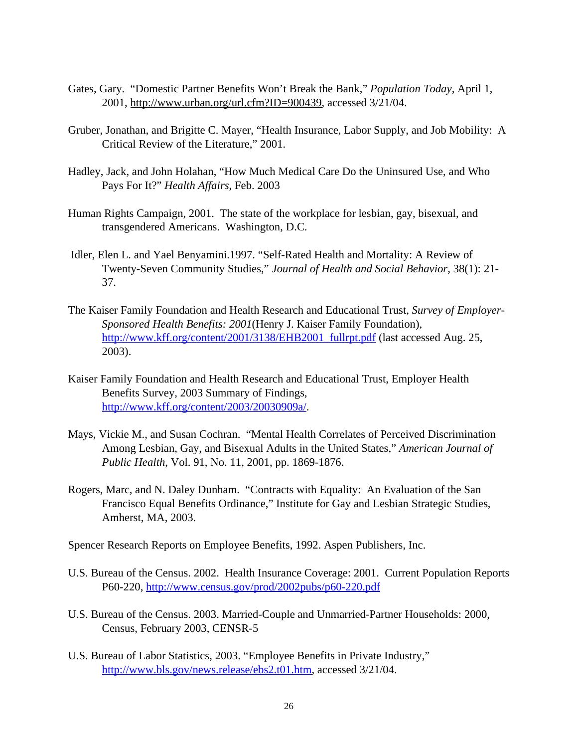Gates, Gary. "Domestic Partner Benefits Won't Break the Bank," *Population Today*, April 1, 2001, http://www.urban.org/url.cfm?ID=900439, accessed 3/21/04.

Gruber, Jonathan, and Brigitte C. Mayer, "Health Insurance, Labor Supply, and Job Mobility: A Critical Review of the Literature," 2001.

Hadley, Jack, and John Holahan, "How Much Medical Care Do the Uninsured Use, and Who Pays For It?" *Health Affairs*, Feb. 2003

Human Rights Campaign, 2001. The state of the workplace for lesbian, gay, bisexual, and transgendered Americans. Washington, D.C.

Idler, Elen L. and Yael Benyamini.1997. "Self-Rated Health and Mortality: A Review of Twenty-Seven Community Studies," *Journal of Health and Social Behavior*, 38(1): 21-37.

The Kaiser Family Foundation and Health Research and Educational Trust, *Survey of Employer-Sponsored Health Benefits: 2001*(Henry J. Kaiser Family Foundation), http://www.kff.org/content/2001/3138/EHB2001_fullrpt.pdf (last accessed Aug. 25, 2003).

Kaiser Family Foundation and Health Research and Educational Trust, Employer Health Benefits Survey, 2003 Summary of Findings, http://www.kff.org/content/2003/20030909a/.

Mays, Vickie M., and Susan Cochran. "Mental Health Correlates of Perceived Discrimination Among Lesbian, Gay, and Bisexual Adults in the United States," *American Journal of Public Health*, Vol. 91, No. 11, 2001, pp. 1869-1876.

Rogers, Marc, and N. Daley Dunham. "Contracts with Equality: An Evaluation of the San Francisco Equal Benefits Ordinance," Institute for Gay and Lesbian Strategic Studies, Amherst, MA, 2003.

Spencer Research Reports on Employee Benefits, 1992. Aspen Publishers, Inc.

U.S. Bureau of the Census. 2002. Health Insurance Coverage: 2001. Current Population Reports P60-220, http://www.census.gov/prod/2002pubs/p60-220.pdf

U.S. Bureau of the Census. 2003. Married-Couple and Unmarried-Partner Households: 2000, Census, February 2003, CENSR-5

U.S. Bureau of Labor Statistics, 2003. "Employee Benefits in Private Industry," http://www.bls.gov/news.release/ebs2.t01.htm, accessed 3/21/04.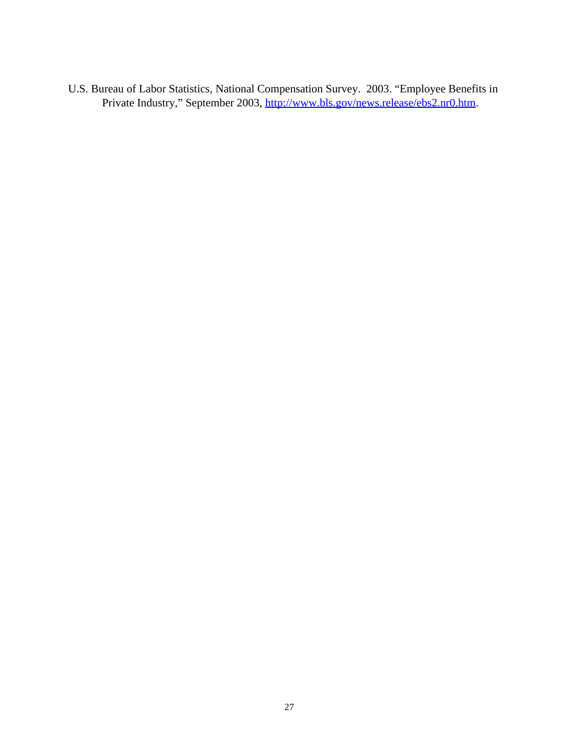U.S. Bureau of Labor Statistics, National Compensation Survey. 2003. "Employee Benefits in Private Industry," September 2003, http://www.bls.gov/news.release/ebs2.nr0.htm.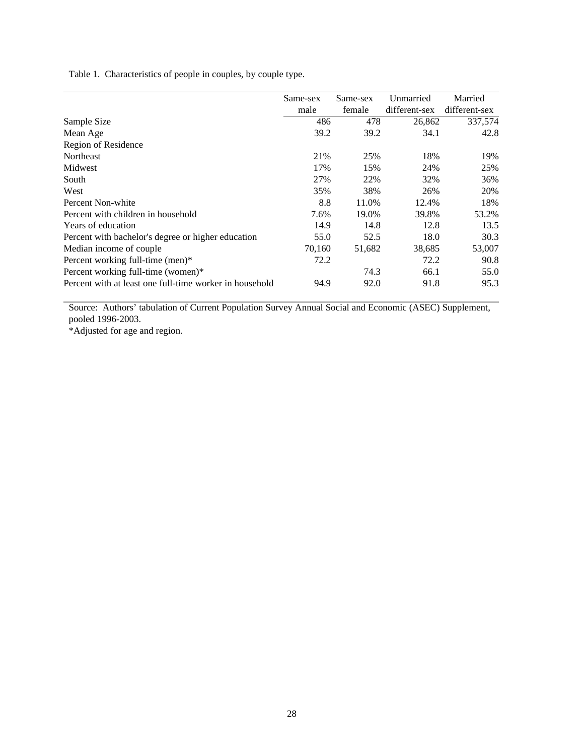Table 1. Characteristics of people in couples, by couple type.

| | Same-sex male | Same-sex female | Unmarried different-sex | Married different-sex |
|---|---|---|---|---|
| Sample Size | 486 | 478 | 26,862 | 337,574 |
| Mean Age | 39.2 | 39.2 | 34.1 | 42.8 |
| Region of Residence | | | | |
| Northeast | 21% | 25% | 18% | 19% |
| Midwest | 17% | 15% | 24% | 25% |
| South | 27% | 22% | 32% | 36% |
| West | 35% | 38% | 26% | 20% |
| Percent Non-white | 8.8 | 11.0% | 12.4% | 18% |
| Percent with children in household | 7.6% | 19.0% | 39.8% | 53.2% |
| Years of education | 14.9 | 14.8 | 12.8 | 13.5 |
| Percent with bachelor's degree or higher education | 55.0 | 52.5 | 18.0 | 30.3 |
| Median income of couple | 70,160 | 51,682 | 38,685 | 53,007 |
| Percent working full-time (men)* | 72.2 | | 72.2 | 90.8 |
| Percent working full-time (women)* | | 74.3 | 66.1 | 55.0 |
| Percent with at least one full-time worker in household | 94.9 | 92.0 | 91.8 | 95.3 |

Source: Authors' tabulation of Current Population Survey Annual Social and Economic (ASEC) Supplement, pooled 1996-2003.

*Adjusted for age and region.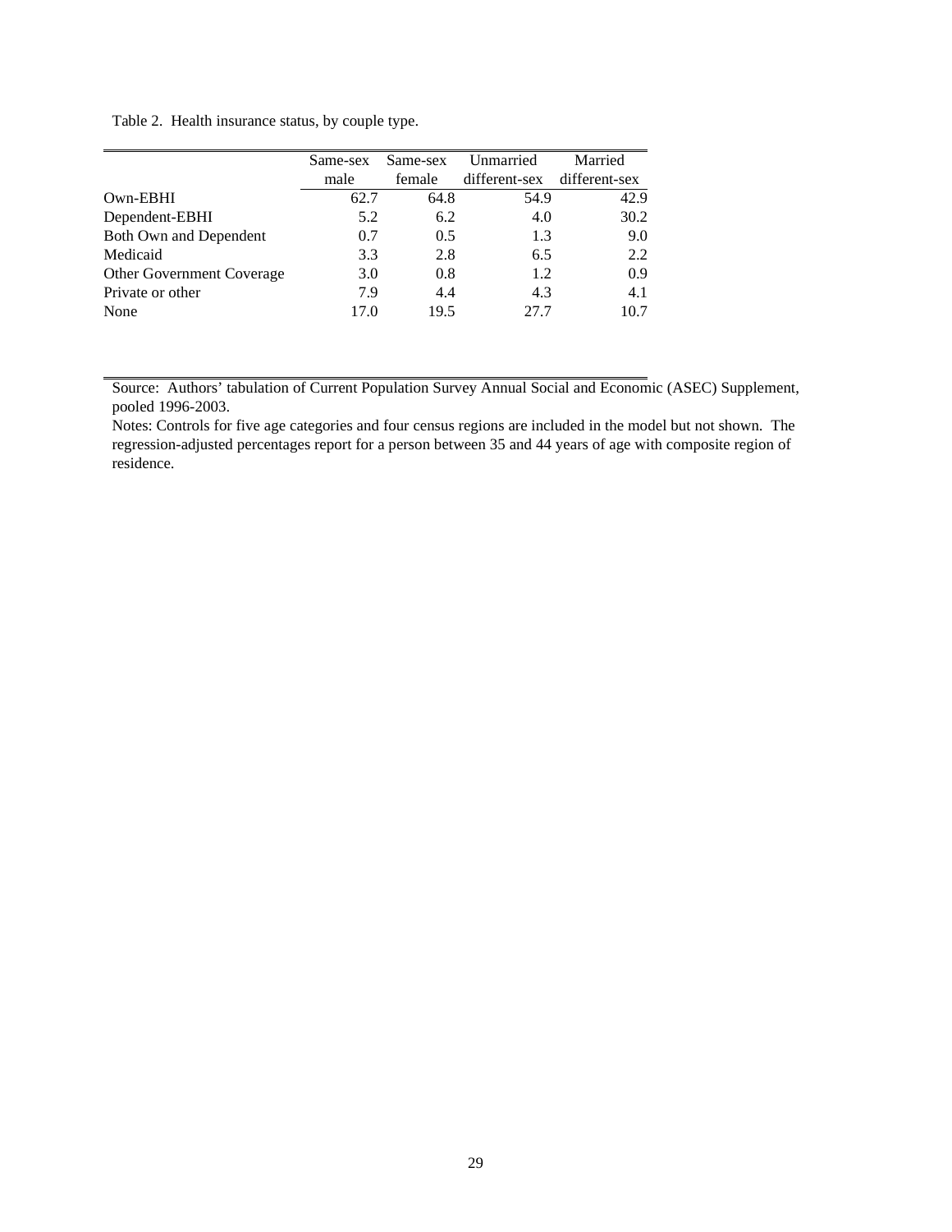Table 2. Health insurance status, by couple type.

| | Same-sex male | Same-sex female | Unmarried different-sex | Married different-sex |
|---|---|---|---|---|
| Own-EBHI | 62.7 | 64.8 | 54.9 | 42.9 |
| Dependent-EBHI | 5.2 | 6.2 | 4.0 | 30.2 |
| Both Own and Dependent | 0.7 | 0.5 | 1.3 | 9.0 |
| Medicaid | 3.3 | 2.8 | 6.5 | 2.2 |
| Other Government Coverage | 3.0 | 0.8 | 1.2 | 0.9 |
| Private or other | 7.9 | 4.4 | 4.3 | 4.1 |
| None | 17.0 | 19.5 | 27.7 | 10.7 |

Source: Authors' tabulation of Current Population Survey Annual Social and Economic (ASEC) Supplement, pooled 1996-2003.

Notes: Controls for five age categories and four census regions are included in the model but not shown. The regression-adjusted percentages report for a person between 35 and 44 years of age with composite region of residence.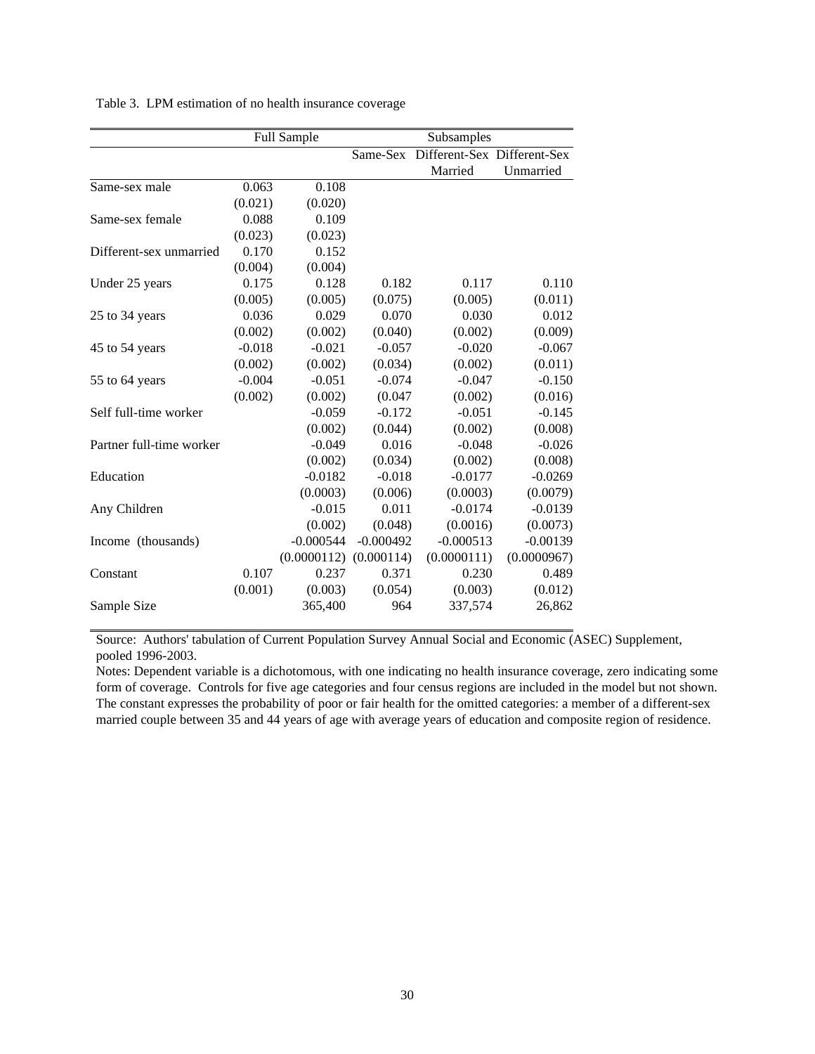Table 3. LPM estimation of no health insurance coverage

| | Full Sample | | Subsamples | | |
|---|---|---|---|---|---|
| | | | Same-Sex | Different-Sex Married | Different-Sex Unmarried |
| Same-sex male | 0.063 | 0.108 | | | |
| | (0.021) | (0.020) | | | |
| Same-sex female | 0.088 | 0.109 | | | |
| | (0.023) | (0.023) | | | |
| Different-sex unmarried | 0.170 | 0.152 | | | |
| | (0.004) | (0.004) | | | |
| Under 25 years | 0.175 | 0.128 | 0.182 | 0.117 | 0.110 |
| | (0.005) | (0.005) | (0.075) | (0.005) | (0.011) |
| 25 to 34 years | 0.036 | 0.029 | 0.070 | 0.030 | 0.012 |
| | (0.002) | (0.002) | (0.040) | (0.002) | (0.009) |
| 45 to 54 years | -0.018 | -0.021 | -0.057 | -0.020 | -0.067 |
| | (0.002) | (0.002) | (0.034) | (0.002) | (0.011) |
| 55 to 64 years | -0.004 | -0.051 | -0.074 | -0.047 | -0.150 |
| | (0.002) | (0.002) | (0.047 | (0.002) | (0.016) |
| Self full-time worker | | -0.059 | -0.172 | -0.051 | -0.145 |
| | | (0.002) | (0.044) | (0.002) | (0.008) |
| Partner full-time worker | | -0.049 | 0.016 | -0.048 | -0.026 |
| | | (0.002) | (0.034) | (0.002) | (0.008) |
| Education | | -0.0182 | -0.018 | -0.0177 | -0.0269 |
| | | (0.0003) | (0.006) | (0.0003) | (0.0079) |
| Any Children | | -0.015 | 0.011 | -0.0174 | -0.0139 |
| | | (0.002) | (0.048) | (0.0016) | (0.0073) |
| Income (thousands) | | -0.000544 | -0.000492 | -0.000513 | -0.00139 |
| | | (0.0000112) | (0.000114) | (0.0000111) | (0.0000967) |
| Constant | 0.107 | 0.237 | 0.371 | 0.230 | 0.489 |
| | (0.001) | (0.003) | (0.054) | (0.003) | (0.012) |
| Sample Size | | 365,400 | 964 | 337,574 | 26,862 |

Source: Authors' tabulation of Current Population Survey Annual Social and Economic (ASEC) Supplement, pooled 1996-2003.

Notes: Dependent variable is a dichotomous, with one indicating no health insurance coverage, zero indicating some form of coverage. Controls for five age categories and four census regions are included in the model but not shown. The constant expresses the probability of poor or fair health for the omitted categories: a member of a different-sex married couple between 35 and 44 years of age with average years of education and composite region of residence.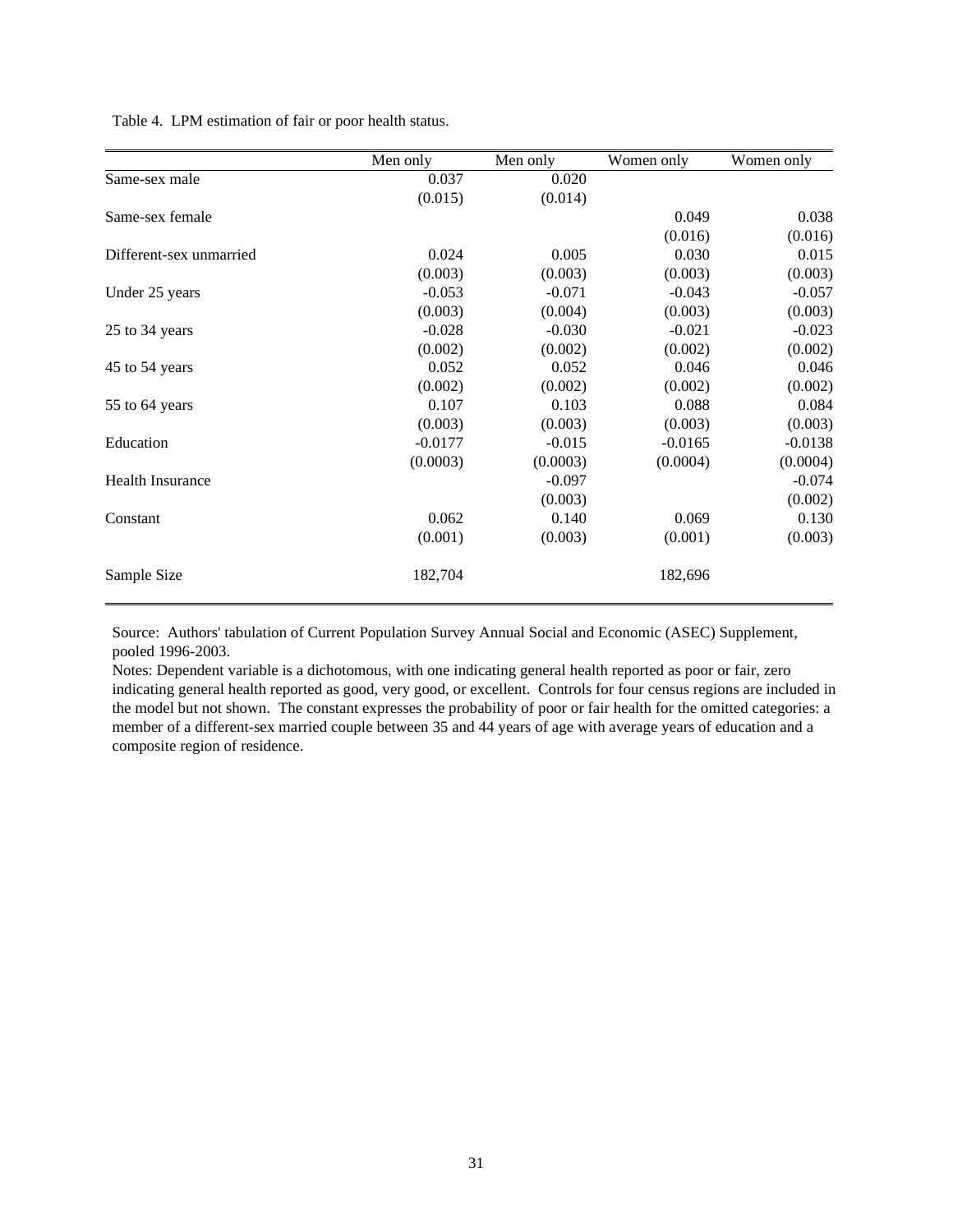Table 4. LPM estimation of fair or poor health status.

| | Men only | Men only | Women only | Women only |
|---|---|---|---|---|
| Same-sex male | 0.037 | 0.020 | | |
| | (0.015) | (0.014) | | |
| Same-sex female | | | 0.049 | 0.038 |
| | | | (0.016) | (0.016) |
| Different-sex unmarried | 0.024 | 0.005 | 0.030 | 0.015 |
| | (0.003) | (0.003) | (0.003) | (0.003) |
| Under 25 years | -0.053 | -0.071 | -0.043 | -0.057 |
| | (0.003) | (0.004) | (0.003) | (0.003) |
| 25 to 34 years | -0.028 | -0.030 | -0.021 | -0.023 |
| | (0.002) | (0.002) | (0.002) | (0.002) |
| 45 to 54 years | 0.052 | 0.052 | 0.046 | 0.046 |
| | (0.002) | (0.002) | (0.002) | (0.002) |
| 55 to 64 years | 0.107 | 0.103 | 0.088 | 0.084 |
| | (0.003) | (0.003) | (0.003) | (0.003) |
| Education | -0.0177 | -0.015 | -0.0165 | -0.0138 |
| | (0.0003) | (0.0003) | (0.0004) | (0.0004) |
| Health Insurance | | -0.097 | | -0.074 |
| | | (0.003) | | (0.002) |
| Constant | 0.062 | 0.140 | 0.069 | 0.130 |
| | (0.001) | (0.003) | (0.001) | (0.003) |
| Sample Size | 182,704 | | 182,696 | |

Source: Authors' tabulation of Current Population Survey Annual Social and Economic (ASEC) Supplement, pooled 1996-2003.

Notes: Dependent variable is a dichotomous, with one indicating general health reported as poor or fair, zero indicating general health reported as good, very good, or excellent. Controls for four census regions are included in the model but not shown. The constant expresses the probability of poor or fair health for the omitted categories: a member of a different-sex married couple between 35 and 44 years of age with average years of education and a composite region of residence.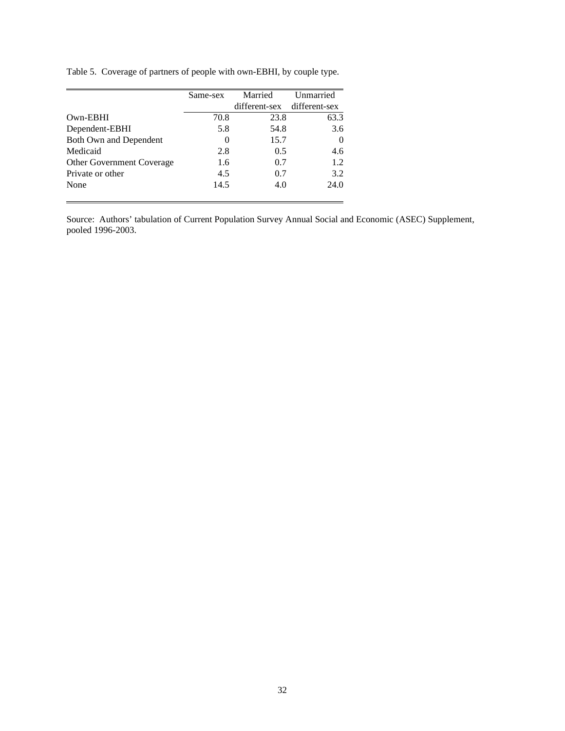Table 5. Coverage of partners of people with own-EBHI, by couple type.

| | Same-sex | Married different-sex | Unmarried different-sex |
|---|---|---|---|
| Own-EBHI | 70.8 | 23.8 | 63.3 |
| Dependent-EBHI | 5.8 | 54.8 | 3.6 |
| Both Own and Dependent | 0 | 15.7 | 0 |
| Medicaid | 2.8 | 0.5 | 4.6 |
| Other Government Coverage | 1.6 | 0.7 | 1.2 |
| Private or other | 4.5 | 0.7 | 3.2 |
| None | 14.5 | 4.0 | 24.0 |

Source: Authors' tabulation of Current Population Survey Annual Social and Economic (ASEC) Supplement, pooled 1996-2003.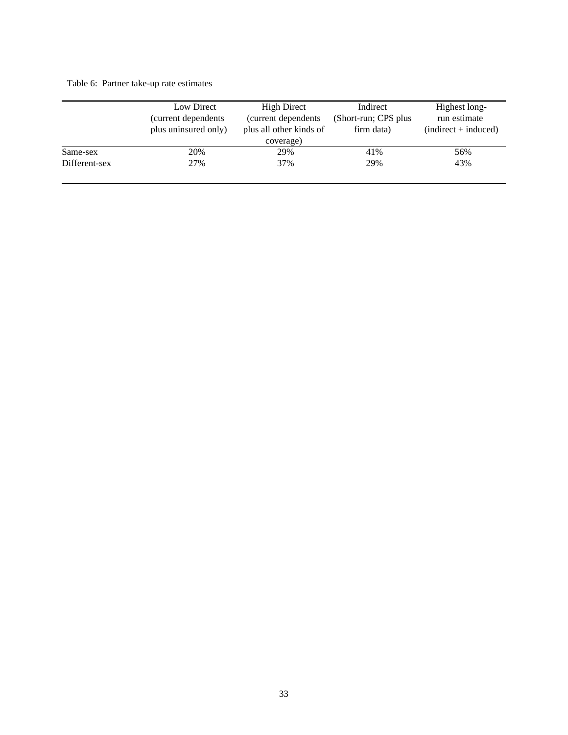Table 6: Partner take-up rate estimates

| | Low Direct (current dependents plus uninsured only) | High Direct (current dependents plus all other kinds of coverage) | Indirect (Short-run; CPS plus firm data) | Highest long-run estimate (indirect + induced) |
|---|---|---|---|---|
| Same-sex | 20% | 29% | 41% | 56% |
| Different-sex | 27% | 37% | 29% | 43% |